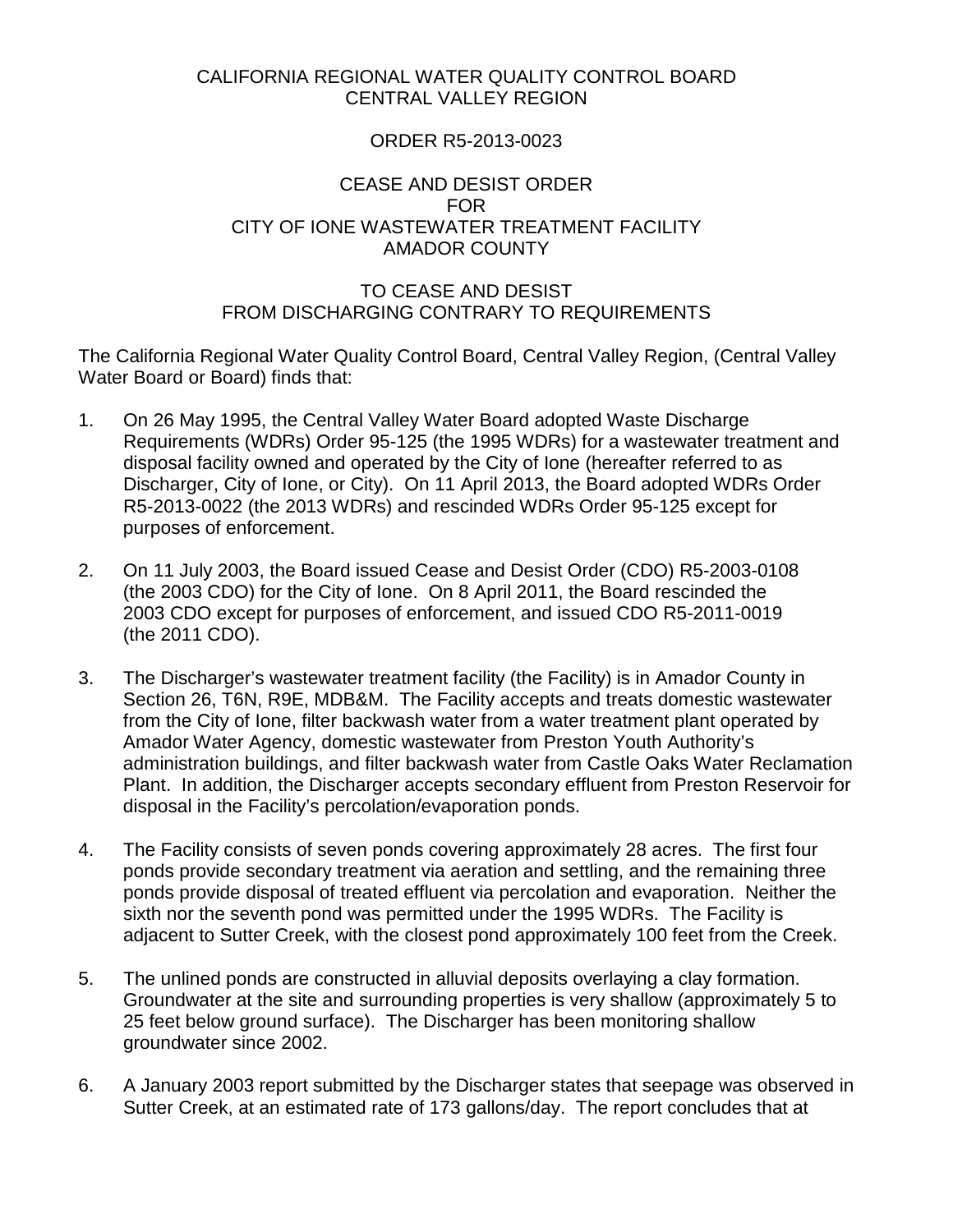CALIFORNIA REGIONAL WATER QUALITY CONTROL BOARD
CENTRAL VALLEY REGION

ORDER R5-2013-0023

CEASE AND DESIST ORDER
FOR
CITY OF IONE WASTEWATER TREATMENT FACILITY
AMADOR COUNTY

TO CEASE AND DESIST
FROM DISCHARGING CONTRARY TO REQUIREMENTS

The California Regional Water Quality Control Board, Central Valley Region, (Central Valley Water Board or Board) finds that:

1. On 26 May 1995, the Central Valley Water Board adopted Waste Discharge Requirements (WDRs) Order 95-125 (the 1995 WDRs) for a wastewater treatment and disposal facility owned and operated by the City of Ione (hereafter referred to as Discharger, City of Ione, or City). On 11 April 2013, the Board adopted WDRs Order R5-2013-0022 (the 2013 WDRs) and rescinded WDRs Order 95-125 except for purposes of enforcement.

2. On 11 July 2003, the Board issued Cease and Desist Order (CDO) R5-2003-0108 (the 2003 CDO) for the City of Ione. On 8 April 2011, the Board rescinded the 2003 CDO except for purposes of enforcement, and issued CDO R5-2011-0019 (the 2011 CDO).

3. The Discharger's wastewater treatment facility (the Facility) is in Amador County in Section 26, T6N, R9E, MDB&M. The Facility accepts and treats domestic wastewater from the City of Ione, filter backwash water from a water treatment plant operated by Amador Water Agency, domestic wastewater from Preston Youth Authority's administration buildings, and filter backwash water from Castle Oaks Water Reclamation Plant. In addition, the Discharger accepts secondary effluent from Preston Reservoir for disposal in the Facility's percolation/evaporation ponds.

4. The Facility consists of seven ponds covering approximately 28 acres. The first four ponds provide secondary treatment via aeration and settling, and the remaining three ponds provide disposal of treated effluent via percolation and evaporation. Neither the sixth nor the seventh pond was permitted under the 1995 WDRs. The Facility is adjacent to Sutter Creek, with the closest pond approximately 100 feet from the Creek.

5. The unlined ponds are constructed in alluvial deposits overlaying a clay formation. Groundwater at the site and surrounding properties is very shallow (approximately 5 to 25 feet below ground surface). The Discharger has been monitoring shallow groundwater since 2002.

6. A January 2003 report submitted by the Discharger states that seepage was observed in Sutter Creek, at an estimated rate of 173 gallons/day. The report concludes that at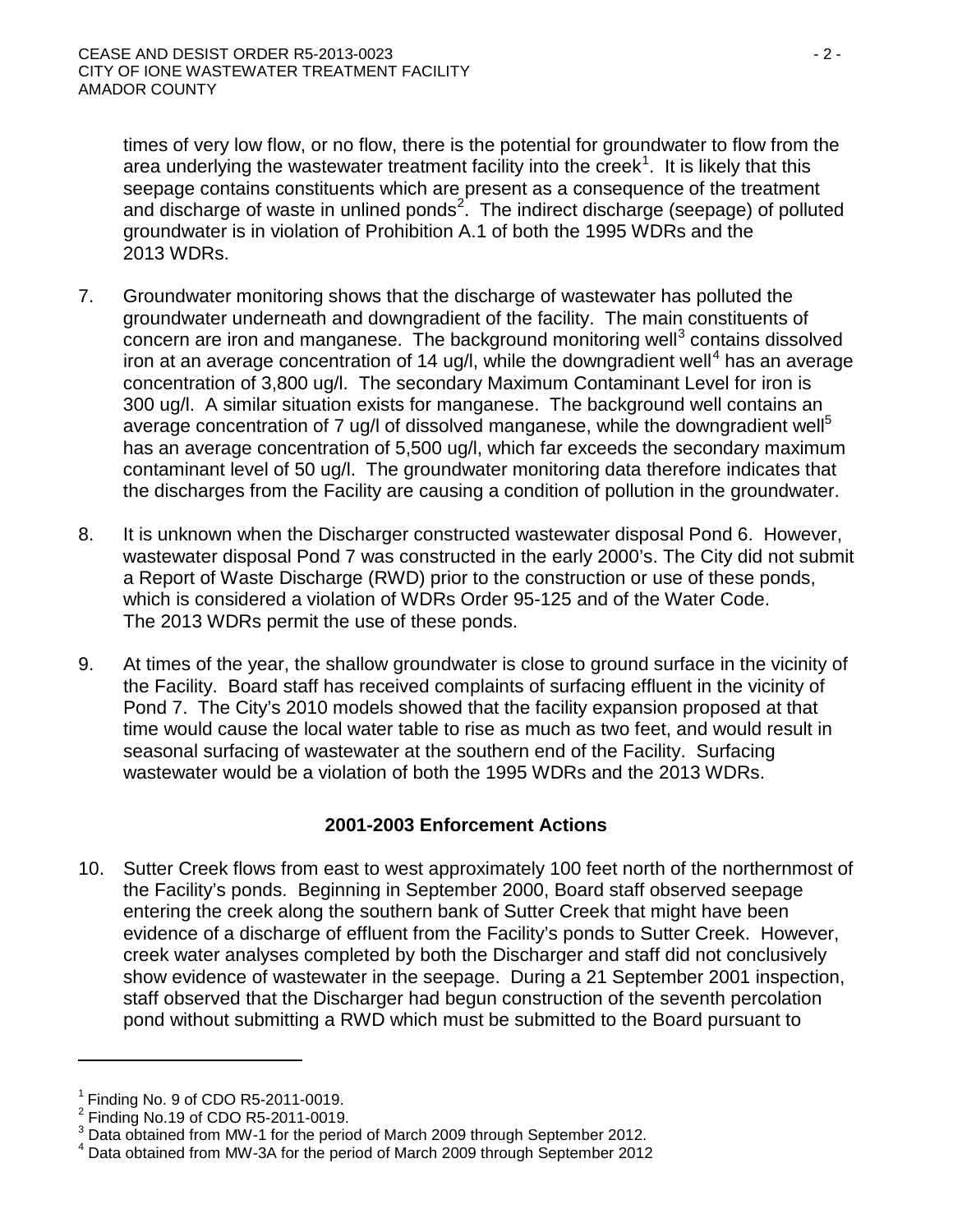times of very low flow, or no flow, there is the potential for groundwater to flow from the area underlying the wastewater treatment facility into the creek[1]. It is likely that this seepage contains constituents which are present as a consequence of the treatment and discharge of waste in unlined ponds[2]. The indirect discharge (seepage) of polluted groundwater is in violation of Prohibition A.1 of both the 1995 WDRs and the 2013 WDRs.

7. Groundwater monitoring shows that the discharge of wastewater has polluted the groundwater underneath and downgradient of the facility. The main constituents of concern are iron and manganese. The background monitoring well[3] contains dissolved iron at an average concentration of 14 ug/l, while the downgradient well[4] has an average concentration of 3,800 ug/l. The secondary Maximum Contaminant Level for iron is 300 ug/l. A similar situation exists for manganese. The background well contains an average concentration of 7 ug/l of dissolved manganese, while the downgradient well[5] has an average concentration of 5,500 ug/l, which far exceeds the secondary maximum contaminant level of 50 ug/l. The groundwater monitoring data therefore indicates that the discharges from the Facility are causing a condition of pollution in the groundwater.

8. It is unknown when the Discharger constructed wastewater disposal Pond 6. However, wastewater disposal Pond 7 was constructed in the early 2000's. The City did not submit a Report of Waste Discharge (RWD) prior to the construction or use of these ponds, which is considered a violation of WDRs Order 95-125 and of the Water Code. The 2013 WDRs permit the use of these ponds.

9. At times of the year, the shallow groundwater is close to ground surface in the vicinity of the Facility. Board staff has received complaints of surfacing effluent in the vicinity of Pond 7. The City's 2010 models showed that the facility expansion proposed at that time would cause the local water table to rise as much as two feet, and would result in seasonal surfacing of wastewater at the southern end of the Facility. Surfacing wastewater would be a violation of both the 1995 WDRs and the 2013 WDRs.

## 2001-2003 Enforcement Actions

10. Sutter Creek flows from east to west approximately 100 feet north of the northernmost of the Facility's ponds. Beginning in September 2000, Board staff observed seepage entering the creek along the southern bank of Sutter Creek that might have been evidence of a discharge of effluent from the Facility's ponds to Sutter Creek. However, creek water analyses completed by both the Discharger and staff did not conclusively show evidence of wastewater in the seepage. During a 21 September 2001 inspection, staff observed that the Discharger had begun construction of the seventh percolation pond without submitting a RWD which must be submitted to the Board pursuant to

---

[1] Finding No. 9 of CDO R5-2011-0019.

[2] Finding No.19 of CDO R5-2011-0019.

[3] Data obtained from MW-1 for the period of March 2009 through September 2012.

[4] Data obtained from MW-3A for the period of March 2009 through September 2012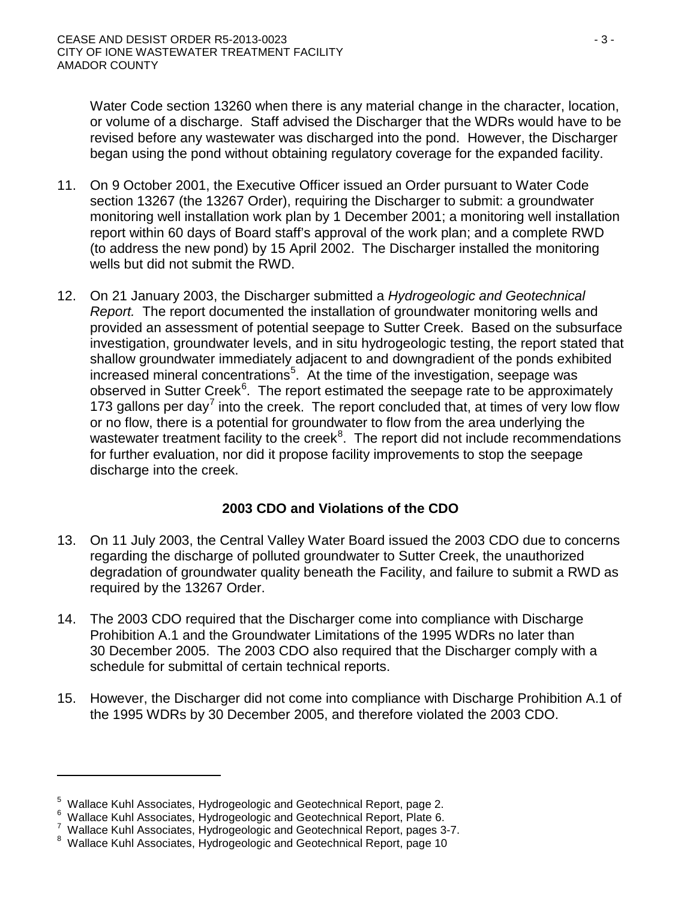Water Code section 13260 when there is any material change in the character, location, or volume of a discharge. Staff advised the Discharger that the WDRs would have to be revised before any wastewater was discharged into the pond. However, the Discharger began using the pond without obtaining regulatory coverage for the expanded facility.

11. On 9 October 2001, the Executive Officer issued an Order pursuant to Water Code section 13267 (the 13267 Order), requiring the Discharger to submit: a groundwater monitoring well installation work plan by 1 December 2001; a monitoring well installation report within 60 days of Board staff's approval of the work plan; and a complete RWD (to address the new pond) by 15 April 2002. The Discharger installed the monitoring wells but did not submit the RWD.

12. On 21 January 2003, the Discharger submitted a *Hydrogeologic and Geotechnical Report.* The report documented the installation of groundwater monitoring wells and provided an assessment of potential seepage to Sutter Creek. Based on the subsurface investigation, groundwater levels, and in situ hydrogeologic testing, the report stated that shallow groundwater immediately adjacent to and downgradient of the ponds exhibited increased mineral concentrations[5]. At the time of the investigation, seepage was observed in Sutter Creek[6]. The report estimated the seepage rate to be approximately 173 gallons per day[7] into the creek. The report concluded that, at times of very low flow or no flow, there is a potential for groundwater to flow from the area underlying the wastewater treatment facility to the creek[8]. The report did not include recommendations for further evaluation, nor did it propose facility improvements to stop the seepage discharge into the creek.

## 2003 CDO and Violations of the CDO

13. On 11 July 2003, the Central Valley Water Board issued the 2003 CDO due to concerns regarding the discharge of polluted groundwater to Sutter Creek, the unauthorized degradation of groundwater quality beneath the Facility, and failure to submit a RWD as required by the 13267 Order.

14. The 2003 CDO required that the Discharger come into compliance with Discharge Prohibition A.1 and the Groundwater Limitations of the 1995 WDRs no later than 30 December 2005. The 2003 CDO also required that the Discharger comply with a schedule for submittal of certain technical reports.

15. However, the Discharger did not come into compliance with Discharge Prohibition A.1 of the 1995 WDRs by 30 December 2005, and therefore violated the 2003 CDO.

---

[5] Wallace Kuhl Associates, Hydrogeologic and Geotechnical Report, page 2.
[6] Wallace Kuhl Associates, Hydrogeologic and Geotechnical Report, Plate 6.
[7] Wallace Kuhl Associates, Hydrogeologic and Geotechnical Report, pages 3-7.
[8] Wallace Kuhl Associates, Hydrogeologic and Geotechnical Report, page 10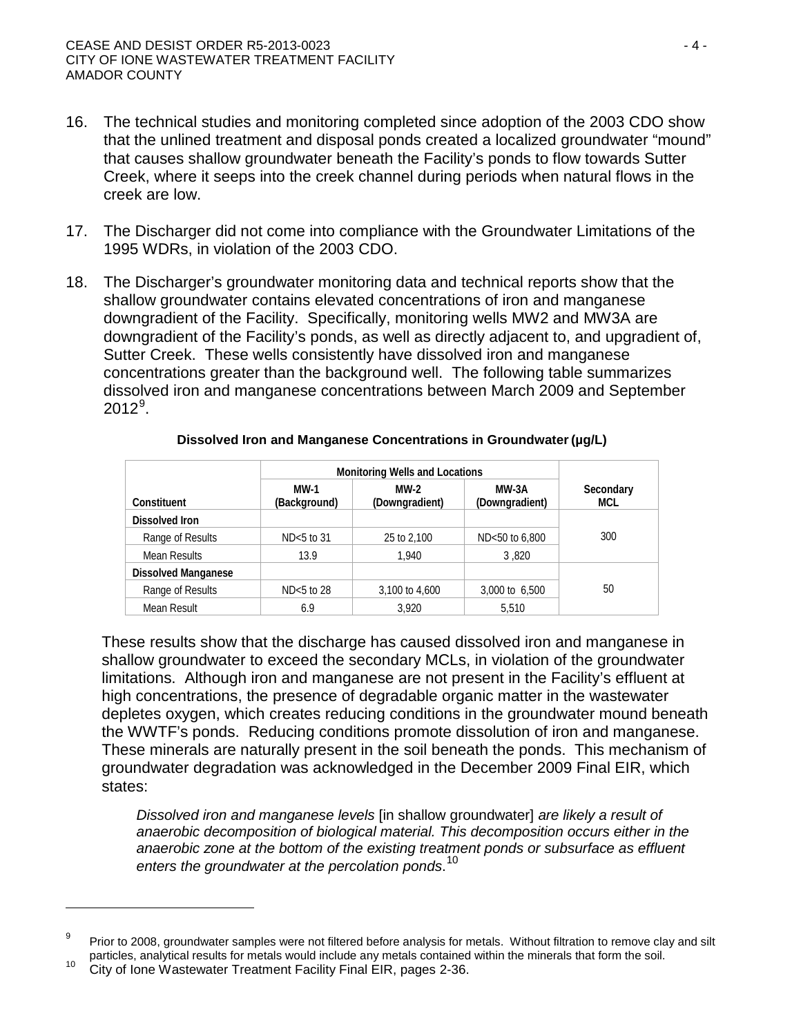16. The technical studies and monitoring completed since adoption of the 2003 CDO show that the unlined treatment and disposal ponds created a localized groundwater "mound" that causes shallow groundwater beneath the Facility's ponds to flow towards Sutter Creek, where it seeps into the creek channel during periods when natural flows in the creek are low.

17. The Discharger did not come into compliance with the Groundwater Limitations of the 1995 WDRs, in violation of the 2003 CDO.

18. The Discharger's groundwater monitoring data and technical reports show that the shallow groundwater contains elevated concentrations of iron and manganese downgradient of the Facility. Specifically, monitoring wells MW2 and MW3A are downgradient of the Facility's ponds, as well as directly adjacent to, and upgradient of, Sutter Creek. These wells consistently have dissolved iron and manganese concentrations greater than the background well. The following table summarizes dissolved iron and manganese concentrations between March 2009 and September 2012[9].

**Dissolved Iron and Manganese Concentrations in Groundwater (µg/L)**

| | Monitoring Wells and Locations | | | |
|---|---|---|---|---|
| Constituent | MW-1 (Background) | MW-2 (Downgradient) | MW-3A (Downgradient) | Secondary MCL |
| **Dissolved Iron** | | | | |
| Range of Results | ND<5 to 31 | 25 to 2,100 | ND<50 to 6,800 | 300 |
| Mean Results | 13.9 | 1,940 | 3 ,820 | |
| **Dissolved Manganese** | | | | |
| Range of Results | ND<5 to 28 | 3,100 to 4,600 | 3,000 to 6,500 | 50 |
| Mean Result | 6.9 | 3,920 | 5,510 | |

These results show that the discharge has caused dissolved iron and manganese in shallow groundwater to exceed the secondary MCLs, in violation of the groundwater limitations. Although iron and manganese are not present in the Facility's effluent at high concentrations, the presence of degradable organic matter in the wastewater depletes oxygen, which creates reducing conditions in the groundwater mound beneath the WWTF's ponds. Reducing conditions promote dissolution of iron and manganese. These minerals are naturally present in the soil beneath the ponds. This mechanism of groundwater degradation was acknowledged in the December 2009 Final EIR, which states:

> *Dissolved iron and manganese levels* [in shallow groundwater] *are likely a result of anaerobic decomposition of biological material. This decomposition occurs either in the anaerobic zone at the bottom of the existing treatment ponds or subsurface as effluent enters the groundwater at the percolation ponds.*[10]

---

[9] Prior to 2008, groundwater samples were not filtered before analysis for metals. Without filtration to remove clay and silt particles, analytical results for metals would include any metals contained within the minerals that form the soil.

[10] City of Ione Wastewater Treatment Facility Final EIR, pages 2-36.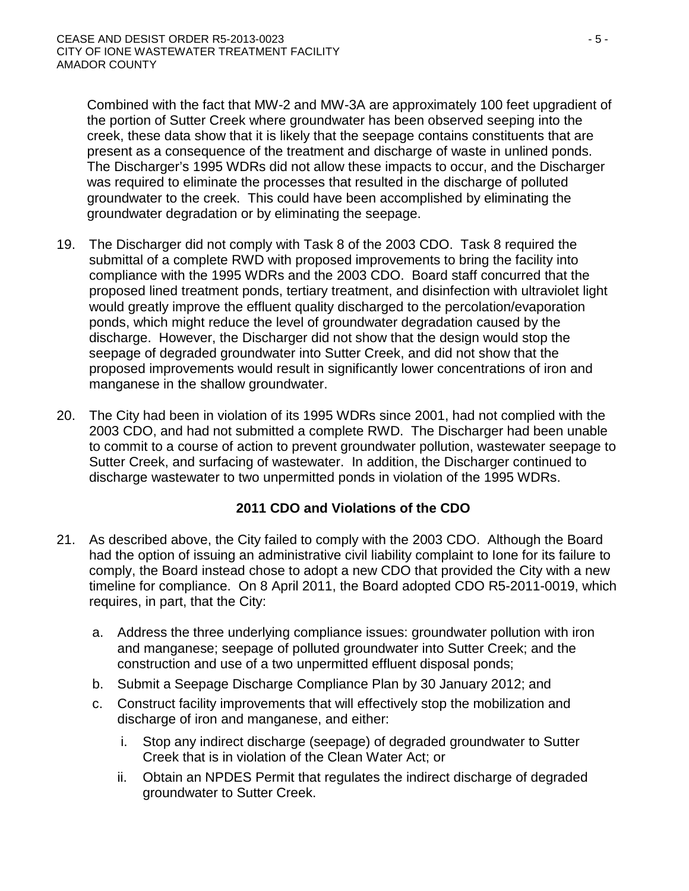Combined with the fact that MW-2 and MW-3A are approximately 100 feet upgradient of the portion of Sutter Creek where groundwater has been observed seeping into the creek, these data show that it is likely that the seepage contains constituents that are present as a consequence of the treatment and discharge of waste in unlined ponds. The Discharger's 1995 WDRs did not allow these impacts to occur, and the Discharger was required to eliminate the processes that resulted in the discharge of polluted groundwater to the creek. This could have been accomplished by eliminating the groundwater degradation or by eliminating the seepage.

19. The Discharger did not comply with Task 8 of the 2003 CDO. Task 8 required the submittal of a complete RWD with proposed improvements to bring the facility into compliance with the 1995 WDRs and the 2003 CDO. Board staff concurred that the proposed lined treatment ponds, tertiary treatment, and disinfection with ultraviolet light would greatly improve the effluent quality discharged to the percolation/evaporation ponds, which might reduce the level of groundwater degradation caused by the discharge. However, the Discharger did not show that the design would stop the seepage of degraded groundwater into Sutter Creek, and did not show that the proposed improvements would result in significantly lower concentrations of iron and manganese in the shallow groundwater.

20. The City had been in violation of its 1995 WDRs since 2001, had not complied with the 2003 CDO, and had not submitted a complete RWD. The Discharger had been unable to commit to a course of action to prevent groundwater pollution, wastewater seepage to Sutter Creek, and surfacing of wastewater. In addition, the Discharger continued to discharge wastewater to two unpermitted ponds in violation of the 1995 WDRs.

## 2011 CDO and Violations of the CDO

21. As described above, the City failed to comply with the 2003 CDO. Although the Board had the option of issuing an administrative civil liability complaint to Ione for its failure to comply, the Board instead chose to adopt a new CDO that provided the City with a new timeline for compliance. On 8 April 2011, the Board adopted CDO R5-2011-0019, which requires, in part, that the City:

    a. Address the three underlying compliance issues: groundwater pollution with iron and manganese; seepage of polluted groundwater into Sutter Creek; and the construction and use of a two unpermitted effluent disposal ponds;

    b. Submit a Seepage Discharge Compliance Plan by 30 January 2012; and

    c. Construct facility improvements that will effectively stop the mobilization and discharge of iron and manganese, and either:

        i. Stop any indirect discharge (seepage) of degraded groundwater to Sutter Creek that is in violation of the Clean Water Act; or

        ii. Obtain an NPDES Permit that regulates the indirect discharge of degraded groundwater to Sutter Creek.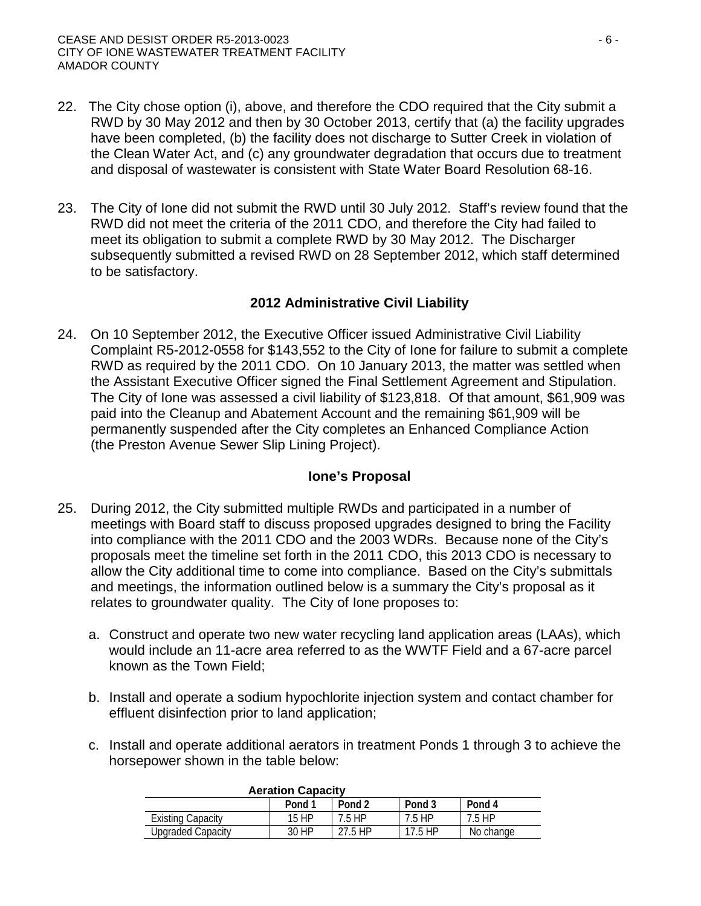22. The City chose option (i), above, and therefore the CDO required that the City submit a RWD by 30 May 2012 and then by 30 October 2013, certify that (a) the facility upgrades have been completed, (b) the facility does not discharge to Sutter Creek in violation of the Clean Water Act, and (c) any groundwater degradation that occurs due to treatment and disposal of wastewater is consistent with State Water Board Resolution 68-16.

23. The City of Ione did not submit the RWD until 30 July 2012. Staff's review found that the RWD did not meet the criteria of the 2011 CDO, and therefore the City had failed to meet its obligation to submit a complete RWD by 30 May 2012. The Discharger subsequently submitted a revised RWD on 28 September 2012, which staff determined to be satisfactory.

## 2012 Administrative Civil Liability

24. On 10 September 2012, the Executive Officer issued Administrative Civil Liability Complaint R5-2012-0558 for $143,552 to the City of Ione for failure to submit a complete RWD as required by the 2011 CDO. On 10 January 2013, the matter was settled when the Assistant Executive Officer signed the Final Settlement Agreement and Stipulation. The City of Ione was assessed a civil liability of $123,818. Of that amount, $61,909 was paid into the Cleanup and Abatement Account and the remaining $61,909 will be permanently suspended after the City completes an Enhanced Compliance Action (the Preston Avenue Sewer Slip Lining Project).

## Ione's Proposal

25. During 2012, the City submitted multiple RWDs and participated in a number of meetings with Board staff to discuss proposed upgrades designed to bring the Facility into compliance with the 2011 CDO and the 2003 WDRs. Because none of the City's proposals meet the timeline set forth in the 2011 CDO, this 2013 CDO is necessary to allow the City additional time to come into compliance. Based on the City's submittals and meetings, the information outlined below is a summary the City's proposal as it relates to groundwater quality. The City of Ione proposes to:

    a. Construct and operate two new water recycling land application areas (LAAs), which would include an 11-acre area referred to as the WWTF Field and a 67-acre parcel known as the Town Field;

    b. Install and operate a sodium hypochlorite injection system and contact chamber for effluent disinfection prior to land application;

    c. Install and operate additional aerators in treatment Ponds 1 through 3 to achieve the horsepower shown in the table below:

**Aeration Capacity**

| | Pond 1 | Pond 2 | Pond 3 | Pond 4 |
|---|---|---|---|---|
| Existing Capacity | 15 HP | 7.5 HP | 7.5 HP | 7.5 HP |
| Upgraded Capacity | 30 HP | 27.5 HP | 17.5 HP | No change |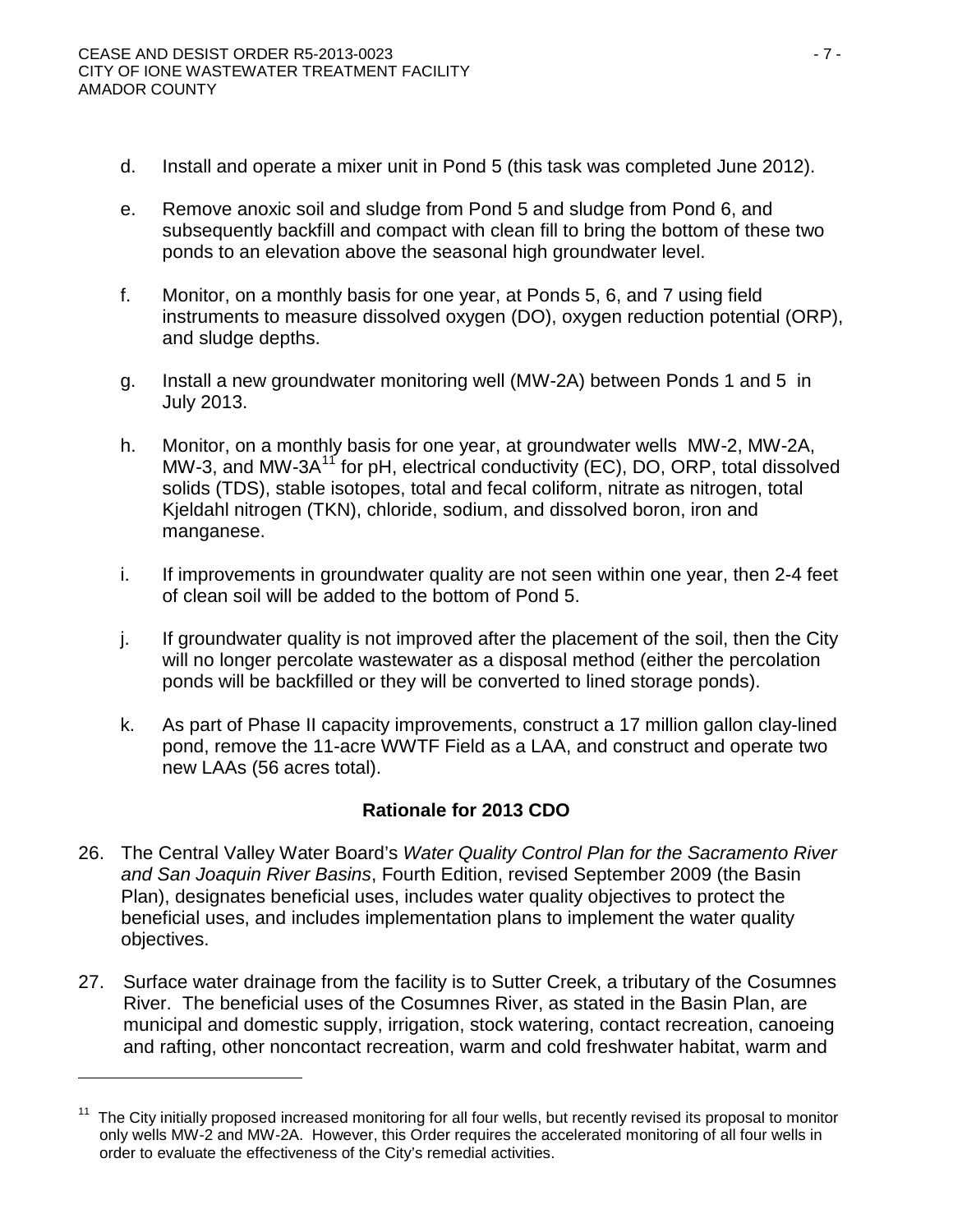d. Install and operate a mixer unit in Pond 5 (this task was completed June 2012).

e. Remove anoxic soil and sludge from Pond 5 and sludge from Pond 6, and subsequently backfill and compact with clean fill to bring the bottom of these two ponds to an elevation above the seasonal high groundwater level.

f. Monitor, on a monthly basis for one year, at Ponds 5, 6, and 7 using field instruments to measure dissolved oxygen (DO), oxygen reduction potential (ORP), and sludge depths.

g. Install a new groundwater monitoring well (MW-2A) between Ponds 1 and 5 in July 2013.

h. Monitor, on a monthly basis for one year, at groundwater wells MW-2, MW-2A, MW-3, and MW-3A[11] for pH, electrical conductivity (EC), DO, ORP, total dissolved solids (TDS), stable isotopes, total and fecal coliform, nitrate as nitrogen, total Kjeldahl nitrogen (TKN), chloride, sodium, and dissolved boron, iron and manganese.

i. If improvements in groundwater quality are not seen within one year, then 2-4 feet of clean soil will be added to the bottom of Pond 5.

j. If groundwater quality is not improved after the placement of the soil, then the City will no longer percolate wastewater as a disposal method (either the percolation ponds will be backfilled or they will be converted to lined storage ponds).

k. As part of Phase II capacity improvements, construct a 17 million gallon clay-lined pond, remove the 11-acre WWTF Field as a LAA, and construct and operate two new LAAs (56 acres total).

## Rationale for 2013 CDO

26. The Central Valley Water Board's *Water Quality Control Plan for the Sacramento River and San Joaquin River Basins*, Fourth Edition, revised September 2009 (the Basin Plan), designates beneficial uses, includes water quality objectives to protect the beneficial uses, and includes implementation plans to implement the water quality objectives.

27. Surface water drainage from the facility is to Sutter Creek, a tributary of the Cosumnes River. The beneficial uses of the Cosumnes River, as stated in the Basin Plan, are municipal and domestic supply, irrigation, stock watering, contact recreation, canoeing and rafting, other noncontact recreation, warm and cold freshwater habitat, warm and

---

[11] The City initially proposed increased monitoring for all four wells, but recently revised its proposal to monitor only wells MW-2 and MW-2A. However, this Order requires the accelerated monitoring of all four wells in order to evaluate the effectiveness of the City's remedial activities.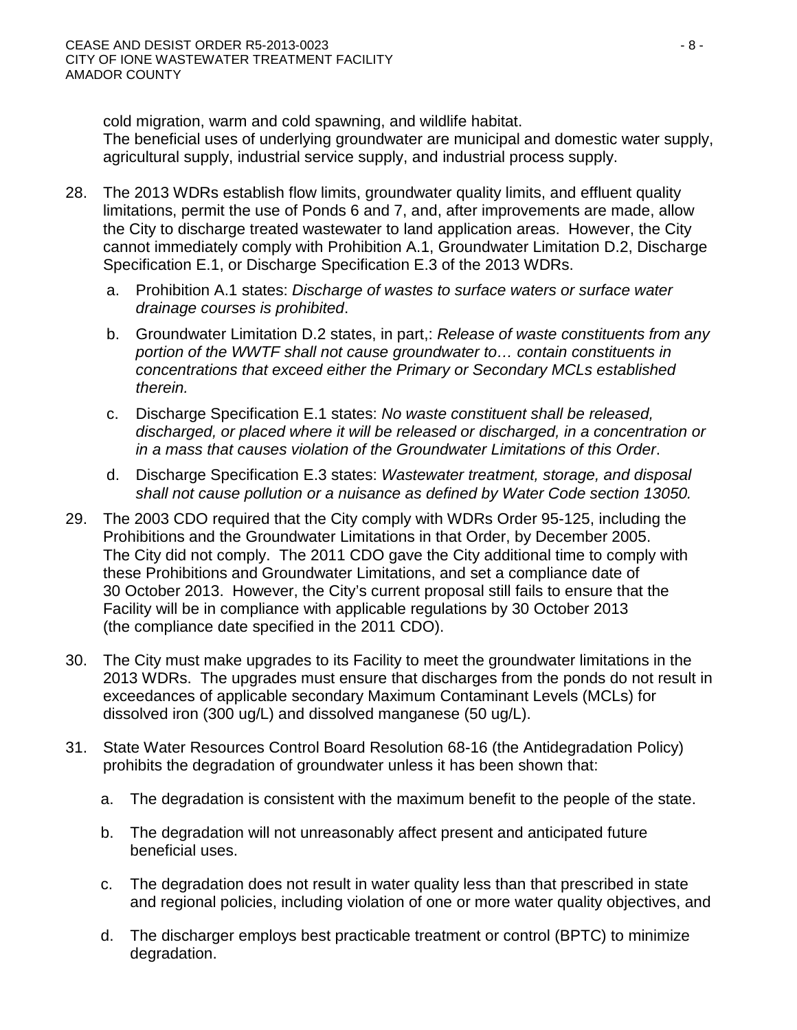cold migration, warm and cold spawning, and wildlife habitat.
The beneficial uses of underlying groundwater are municipal and domestic water supply, agricultural supply, industrial service supply, and industrial process supply.

28. The 2013 WDRs establish flow limits, groundwater quality limits, and effluent quality limitations, permit the use of Ponds 6 and 7, and, after improvements are made, allow the City to discharge treated wastewater to land application areas. However, the City cannot immediately comply with Prohibition A.1, Groundwater Limitation D.2, Discharge Specification E.1, or Discharge Specification E.3 of the 2013 WDRs.

    a. Prohibition A.1 states: *Discharge of wastes to surface waters or surface water drainage courses is prohibited*.

    b. Groundwater Limitation D.2 states, in part,: *Release of waste constituents from any portion of the WWTF shall not cause groundwater to… contain constituents in concentrations that exceed either the Primary or Secondary MCLs established therein.*

    c. Discharge Specification E.1 states: *No waste constituent shall be released, discharged, or placed where it will be released or discharged, in a concentration or in a mass that causes violation of the Groundwater Limitations of this Order*.

    d. Discharge Specification E.3 states: *Wastewater treatment, storage, and disposal shall not cause pollution or a nuisance as defined by Water Code section 13050.*

29. The 2003 CDO required that the City comply with WDRs Order 95-125, including the Prohibitions and the Groundwater Limitations in that Order, by December 2005. The City did not comply. The 2011 CDO gave the City additional time to comply with these Prohibitions and Groundwater Limitations, and set a compliance date of 30 October 2013. However, the City's current proposal still fails to ensure that the Facility will be in compliance with applicable regulations by 30 October 2013 (the compliance date specified in the 2011 CDO).

30. The City must make upgrades to its Facility to meet the groundwater limitations in the 2013 WDRs. The upgrades must ensure that discharges from the ponds do not result in exceedances of applicable secondary Maximum Contaminant Levels (MCLs) for dissolved iron (300 ug/L) and dissolved manganese (50 ug/L).

31. State Water Resources Control Board Resolution 68-16 (the Antidegradation Policy) prohibits the degradation of groundwater unless it has been shown that:

    a. The degradation is consistent with the maximum benefit to the people of the state.

    b. The degradation will not unreasonably affect present and anticipated future beneficial uses.

    c. The degradation does not result in water quality less than that prescribed in state and regional policies, including violation of one or more water quality objectives, and

    d. The discharger employs best practicable treatment or control (BPTC) to minimize degradation.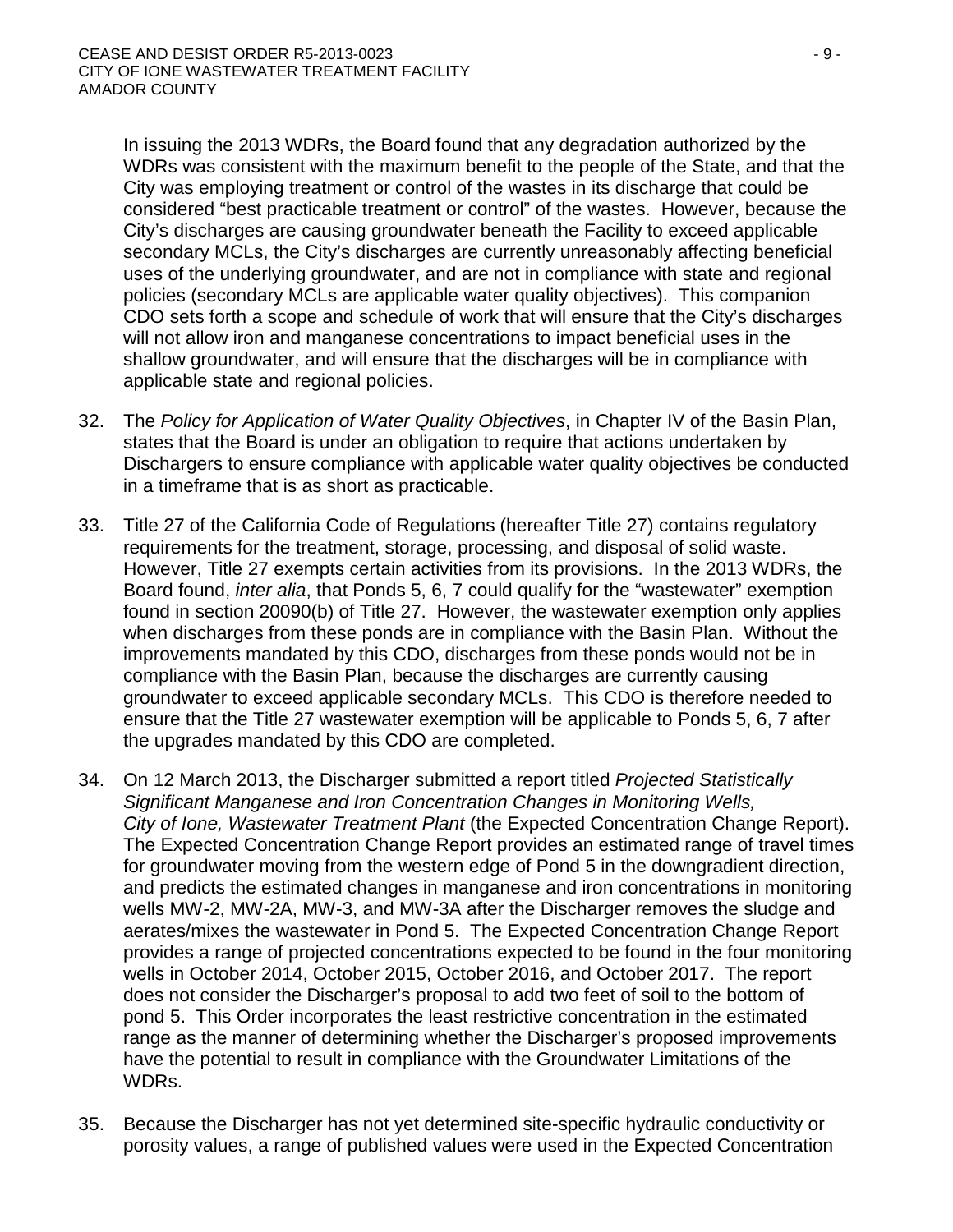In issuing the 2013 WDRs, the Board found that any degradation authorized by the WDRs was consistent with the maximum benefit to the people of the State, and that the City was employing treatment or control of the wastes in its discharge that could be considered "best practicable treatment or control" of the wastes. However, because the City's discharges are causing groundwater beneath the Facility to exceed applicable secondary MCLs, the City's discharges are currently unreasonably affecting beneficial uses of the underlying groundwater, and are not in compliance with state and regional policies (secondary MCLs are applicable water quality objectives). This companion CDO sets forth a scope and schedule of work that will ensure that the City's discharges will not allow iron and manganese concentrations to impact beneficial uses in the shallow groundwater, and will ensure that the discharges will be in compliance with applicable state and regional policies.

32. The *Policy for Application of Water Quality Objectives*, in Chapter IV of the Basin Plan, states that the Board is under an obligation to require that actions undertaken by Dischargers to ensure compliance with applicable water quality objectives be conducted in a timeframe that is as short as practicable.

33. Title 27 of the California Code of Regulations (hereafter Title 27) contains regulatory requirements for the treatment, storage, processing, and disposal of solid waste. However, Title 27 exempts certain activities from its provisions. In the 2013 WDRs, the Board found, *inter alia*, that Ponds 5, 6, 7 could qualify for the "wastewater" exemption found in section 20090(b) of Title 27. However, the wastewater exemption only applies when discharges from these ponds are in compliance with the Basin Plan. Without the improvements mandated by this CDO, discharges from these ponds would not be in compliance with the Basin Plan, because the discharges are currently causing groundwater to exceed applicable secondary MCLs. This CDO is therefore needed to ensure that the Title 27 wastewater exemption will be applicable to Ponds 5, 6, 7 after the upgrades mandated by this CDO are completed.

34. On 12 March 2013, the Discharger submitted a report titled *Projected Statistically Significant Manganese and Iron Concentration Changes in Monitoring Wells, City of Ione, Wastewater Treatment Plant* (the Expected Concentration Change Report). The Expected Concentration Change Report provides an estimated range of travel times for groundwater moving from the western edge of Pond 5 in the downgradient direction, and predicts the estimated changes in manganese and iron concentrations in monitoring wells MW-2, MW-2A, MW-3, and MW-3A after the Discharger removes the sludge and aerates/mixes the wastewater in Pond 5. The Expected Concentration Change Report provides a range of projected concentrations expected to be found in the four monitoring wells in October 2014, October 2015, October 2016, and October 2017. The report does not consider the Discharger's proposal to add two feet of soil to the bottom of pond 5. This Order incorporates the least restrictive concentration in the estimated range as the manner of determining whether the Discharger's proposed improvements have the potential to result in compliance with the Groundwater Limitations of the WDRs.

35. Because the Discharger has not yet determined site-specific hydraulic conductivity or porosity values, a range of published values were used in the Expected Concentration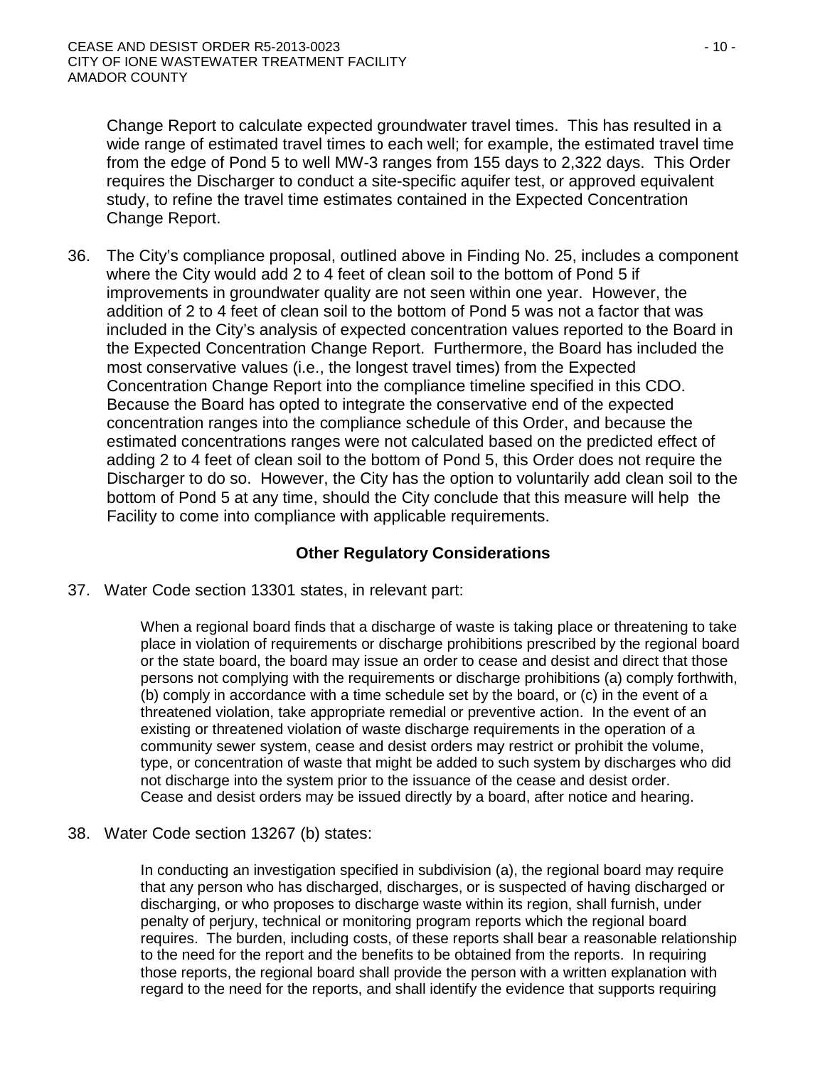Change Report to calculate expected groundwater travel times. This has resulted in a wide range of estimated travel times to each well; for example, the estimated travel time from the edge of Pond 5 to well MW-3 ranges from 155 days to 2,322 days. This Order requires the Discharger to conduct a site-specific aquifer test, or approved equivalent study, to refine the travel time estimates contained in the Expected Concentration Change Report.

36. The City's compliance proposal, outlined above in Finding No. 25, includes a component where the City would add 2 to 4 feet of clean soil to the bottom of Pond 5 if improvements in groundwater quality are not seen within one year. However, the addition of 2 to 4 feet of clean soil to the bottom of Pond 5 was not a factor that was included in the City's analysis of expected concentration values reported to the Board in the Expected Concentration Change Report. Furthermore, the Board has included the most conservative values (i.e., the longest travel times) from the Expected Concentration Change Report into the compliance timeline specified in this CDO. Because the Board has opted to integrate the conservative end of the expected concentration ranges into the compliance schedule of this Order, and because the estimated concentrations ranges were not calculated based on the predicted effect of adding 2 to 4 feet of clean soil to the bottom of Pond 5, this Order does not require the Discharger to do so. However, the City has the option to voluntarily add clean soil to the bottom of Pond 5 at any time, should the City conclude that this measure will help the Facility to come into compliance with applicable requirements.

## Other Regulatory Considerations

37. Water Code section 13301 states, in relevant part:

> When a regional board finds that a discharge of waste is taking place or threatening to take place in violation of requirements or discharge prohibitions prescribed by the regional board or the state board, the board may issue an order to cease and desist and direct that those persons not complying with the requirements or discharge prohibitions (a) comply forthwith, (b) comply in accordance with a time schedule set by the board, or (c) in the event of a threatened violation, take appropriate remedial or preventive action. In the event of an existing or threatened violation of waste discharge requirements in the operation of a community sewer system, cease and desist orders may restrict or prohibit the volume, type, or concentration of waste that might be added to such system by discharges who did not discharge into the system prior to the issuance of the cease and desist order. Cease and desist orders may be issued directly by a board, after notice and hearing.

38. Water Code section 13267 (b) states:

> In conducting an investigation specified in subdivision (a), the regional board may require that any person who has discharged, discharges, or is suspected of having discharged or discharging, or who proposes to discharge waste within its region, shall furnish, under penalty of perjury, technical or monitoring program reports which the regional board requires. The burden, including costs, of these reports shall bear a reasonable relationship to the need for the report and the benefits to be obtained from the reports. In requiring those reports, the regional board shall provide the person with a written explanation with regard to the need for the reports, and shall identify the evidence that supports requiring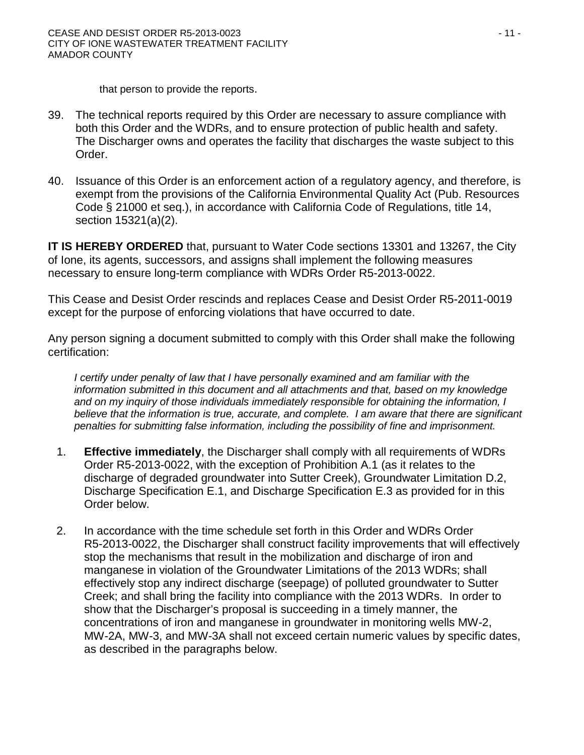that person to provide the reports.

39. The technical reports required by this Order are necessary to assure compliance with both this Order and the WDRs, and to ensure protection of public health and safety. The Discharger owns and operates the facility that discharges the waste subject to this Order.

40. Issuance of this Order is an enforcement action of a regulatory agency, and therefore, is exempt from the provisions of the California Environmental Quality Act (Pub. Resources Code § 21000 et seq.), in accordance with California Code of Regulations, title 14, section 15321(a)(2).

**IT IS HEREBY ORDERED** that, pursuant to Water Code sections 13301 and 13267, the City of Ione, its agents, successors, and assigns shall implement the following measures necessary to ensure long-term compliance with WDRs Order R5-2013-0022.

This Cease and Desist Order rescinds and replaces Cease and Desist Order R5-2011-0019 except for the purpose of enforcing violations that have occurred to date.

Any person signing a document submitted to comply with this Order shall make the following certification:

*I certify under penalty of law that I have personally examined and am familiar with the information submitted in this document and all attachments and that, based on my knowledge and on my inquiry of those individuals immediately responsible for obtaining the information, I believe that the information is true, accurate, and complete. I am aware that there are significant penalties for submitting false information, including the possibility of fine and imprisonment.*

1. **Effective immediately**, the Discharger shall comply with all requirements of WDRs Order R5-2013-0022, with the exception of Prohibition A.1 (as it relates to the discharge of degraded groundwater into Sutter Creek), Groundwater Limitation D.2, Discharge Specification E.1, and Discharge Specification E.3 as provided for in this Order below.

2. In accordance with the time schedule set forth in this Order and WDRs Order R5-2013-0022, the Discharger shall construct facility improvements that will effectively stop the mechanisms that result in the mobilization and discharge of iron and manganese in violation of the Groundwater Limitations of the 2013 WDRs; shall effectively stop any indirect discharge (seepage) of polluted groundwater to Sutter Creek; and shall bring the facility into compliance with the 2013 WDRs. In order to show that the Discharger's proposal is succeeding in a timely manner, the concentrations of iron and manganese in groundwater in monitoring wells MW-2, MW-2A, MW-3, and MW-3A shall not exceed certain numeric values by specific dates, as described in the paragraphs below.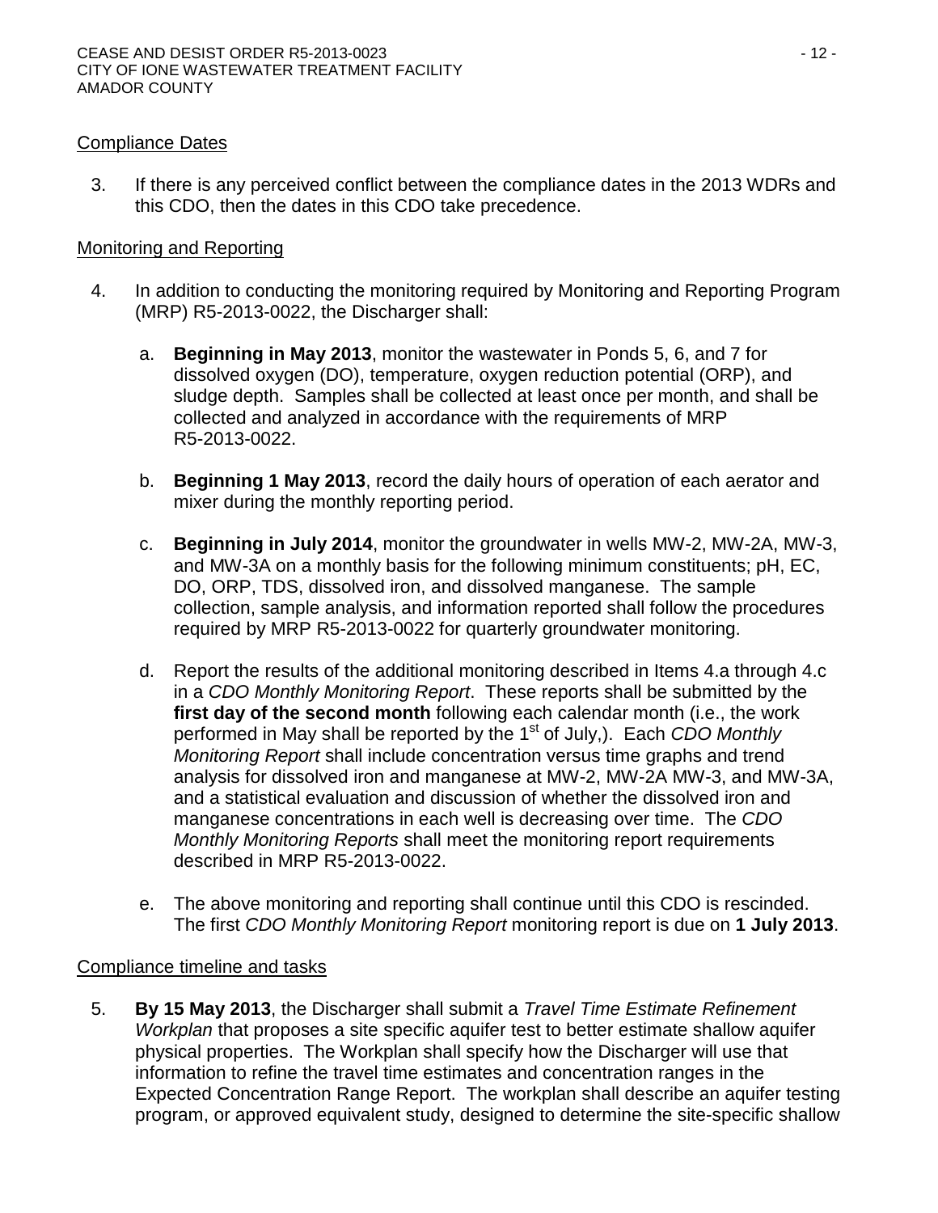Compliance Dates

3. If there is any perceived conflict between the compliance dates in the 2013 WDRs and this CDO, then the dates in this CDO take precedence.

Monitoring and Reporting

4. In addition to conducting the monitoring required by Monitoring and Reporting Program (MRP) R5-2013-0022, the Discharger shall:

   a. **Beginning in May 2013**, monitor the wastewater in Ponds 5, 6, and 7 for dissolved oxygen (DO), temperature, oxygen reduction potential (ORP), and sludge depth. Samples shall be collected at least once per month, and shall be collected and analyzed in accordance with the requirements of MRP R5-2013-0022.

   b. **Beginning 1 May 2013**, record the daily hours of operation of each aerator and mixer during the monthly reporting period.

   c. **Beginning in July 2014**, monitor the groundwater in wells MW-2, MW-2A, MW-3, and MW-3A on a monthly basis for the following minimum constituents; pH, EC, DO, ORP, TDS, dissolved iron, and dissolved manganese. The sample collection, sample analysis, and information reported shall follow the procedures required by MRP R5-2013-0022 for quarterly groundwater monitoring.

   d. Report the results of the additional monitoring described in Items 4.a through 4.c in a *CDO Monthly Monitoring Report*. These reports shall be submitted by the **first day of the second month** following each calendar month (i.e., the work performed in May shall be reported by the 1st of July,). Each *CDO Monthly Monitoring Report* shall include concentration versus time graphs and trend analysis for dissolved iron and manganese at MW-2, MW-2A MW-3, and MW-3A, and a statistical evaluation and discussion of whether the dissolved iron and manganese concentrations in each well is decreasing over time. The *CDO Monthly Monitoring Reports* shall meet the monitoring report requirements described in MRP R5-2013-0022.

   e. The above monitoring and reporting shall continue until this CDO is rescinded. The first *CDO Monthly Monitoring Report* monitoring report is due on **1 July 2013**.

Compliance timeline and tasks

5. **By 15 May 2013**, the Discharger shall submit a *Travel Time Estimate Refinement Workplan* that proposes a site specific aquifer test to better estimate shallow aquifer physical properties. The Workplan shall specify how the Discharger will use that information to refine the travel time estimates and concentration ranges in the Expected Concentration Range Report. The workplan shall describe an aquifer testing program, or approved equivalent study, designed to determine the site-specific shallow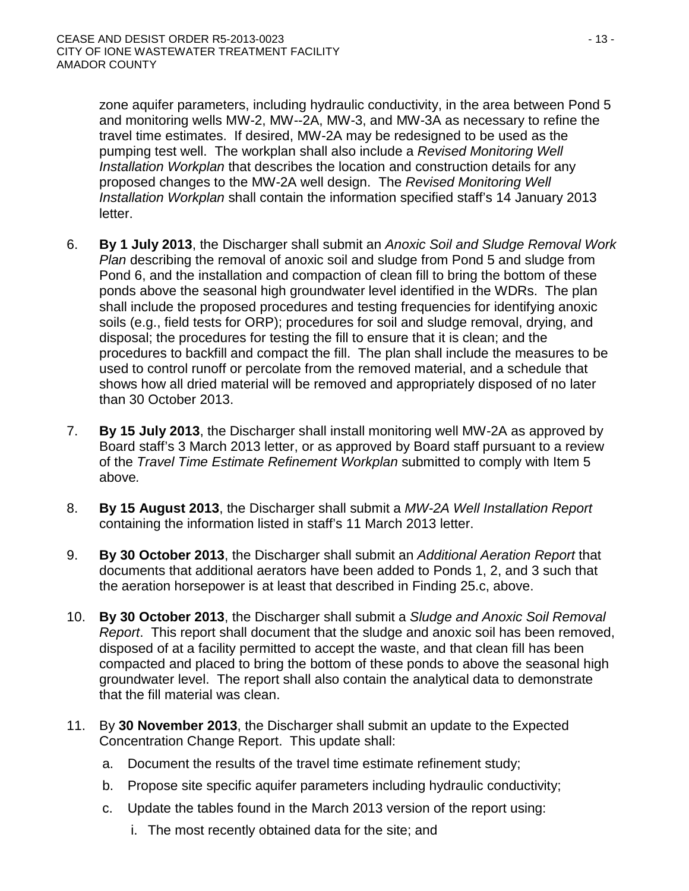zone aquifer parameters, including hydraulic conductivity, in the area between Pond 5 and monitoring wells MW-2, MW--2A, MW-3, and MW-3A as necessary to refine the travel time estimates. If desired, MW-2A may be redesigned to be used as the pumping test well. The workplan shall also include a *Revised Monitoring Well Installation Workplan* that describes the location and construction details for any proposed changes to the MW-2A well design. The *Revised Monitoring Well Installation Workplan* shall contain the information specified staff's 14 January 2013 letter.

6. **By 1 July 2013**, the Discharger shall submit an *Anoxic Soil and Sludge Removal Work Plan* describing the removal of anoxic soil and sludge from Pond 5 and sludge from Pond 6, and the installation and compaction of clean fill to bring the bottom of these ponds above the seasonal high groundwater level identified in the WDRs. The plan shall include the proposed procedures and testing frequencies for identifying anoxic soils (e.g., field tests for ORP); procedures for soil and sludge removal, drying, and disposal; the procedures for testing the fill to ensure that it is clean; and the procedures to backfill and compact the fill. The plan shall include the measures to be used to control runoff or percolate from the removed material, and a schedule that shows how all dried material will be removed and appropriately disposed of no later than 30 October 2013.

7. **By 15 July 2013**, the Discharger shall install monitoring well MW-2A as approved by Board staff's 3 March 2013 letter, or as approved by Board staff pursuant to a review of the *Travel Time Estimate Refinement Workplan* submitted to comply with Item 5 above*.*

8. **By 15 August 2013**, the Discharger shall submit a *MW-2A Well Installation Report* containing the information listed in staff's 11 March 2013 letter.

9. **By 30 October 2013**, the Discharger shall submit an *Additional Aeration Report* that documents that additional aerators have been added to Ponds 1, 2, and 3 such that the aeration horsepower is at least that described in Finding 25.c, above.

10. **By 30 October 2013**, the Discharger shall submit a *Sludge and Anoxic Soil Removal Report*. This report shall document that the sludge and anoxic soil has been removed, disposed of at a facility permitted to accept the waste, and that clean fill has been compacted and placed to bring the bottom of these ponds to above the seasonal high groundwater level. The report shall also contain the analytical data to demonstrate that the fill material was clean.

11. By **30 November 2013**, the Discharger shall submit an update to the Expected Concentration Change Report. This update shall:
    a. Document the results of the travel time estimate refinement study;
    b. Propose site specific aquifer parameters including hydraulic conductivity;
    c. Update the tables found in the March 2013 version of the report using:
        i. The most recently obtained data for the site; and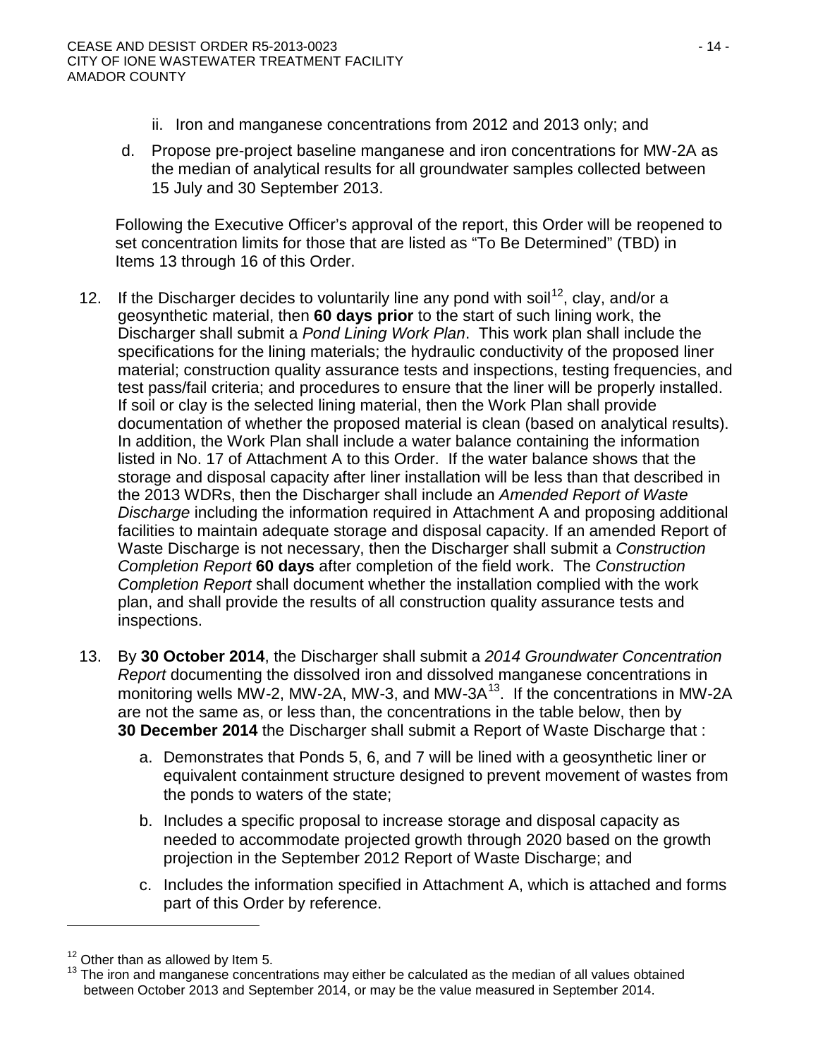ii. Iron and manganese concentrations from 2012 and 2013 only; and

d. Propose pre-project baseline manganese and iron concentrations for MW-2A as the median of analytical results for all groundwater samples collected between 15 July and 30 September 2013.

Following the Executive Officer's approval of the report, this Order will be reopened to set concentration limits for those that are listed as "To Be Determined" (TBD) in Items 13 through 16 of this Order.

12. If the Discharger decides to voluntarily line any pond with soil[12], clay, and/or a geosynthetic material, then **60 days prior** to the start of such lining work, the Discharger shall submit a *Pond Lining Work Plan*. This work plan shall include the specifications for the lining materials; the hydraulic conductivity of the proposed liner material; construction quality assurance tests and inspections, testing frequencies, and test pass/fail criteria; and procedures to ensure that the liner will be properly installed. If soil or clay is the selected lining material, then the Work Plan shall provide documentation of whether the proposed material is clean (based on analytical results). In addition, the Work Plan shall include a water balance containing the information listed in No. 17 of Attachment A to this Order. If the water balance shows that the storage and disposal capacity after liner installation will be less than that described in the 2013 WDRs, then the Discharger shall include an *Amended Report of Waste Discharge* including the information required in Attachment A and proposing additional facilities to maintain adequate storage and disposal capacity. If an amended Report of Waste Discharge is not necessary, then the Discharger shall submit a *Construction Completion Report* **60 days** after completion of the field work. The *Construction Completion Report* shall document whether the installation complied with the work plan, and shall provide the results of all construction quality assurance tests and inspections.

13. By **30 October 2014**, the Discharger shall submit a *2014 Groundwater Concentration Report* documenting the dissolved iron and dissolved manganese concentrations in monitoring wells MW-2, MW-2A, MW-3, and MW-3A[13]. If the concentrations in MW-2A are not the same as, or less than, the concentrations in the table below, then by **30 December 2014** the Discharger shall submit a Report of Waste Discharge that :

    a. Demonstrates that Ponds 5, 6, and 7 will be lined with a geosynthetic liner or equivalent containment structure designed to prevent movement of wastes from the ponds to waters of the state;

    b. Includes a specific proposal to increase storage and disposal capacity as needed to accommodate projected growth through 2020 based on the growth projection in the September 2012 Report of Waste Discharge; and

    c. Includes the information specified in Attachment A, which is attached and forms part of this Order by reference.

---

[12] Other than as allowed by Item 5.

[13] The iron and manganese concentrations may either be calculated as the median of all values obtained between October 2013 and September 2014, or may be the value measured in September 2014.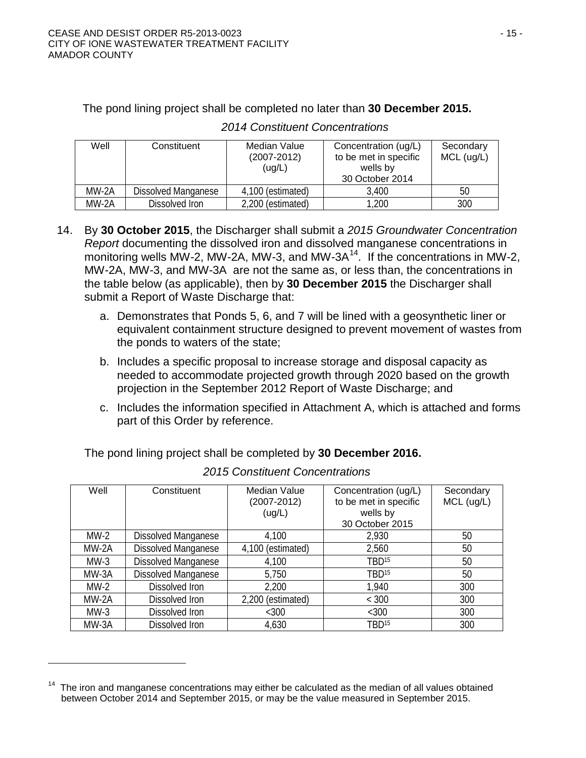The pond lining project shall be completed no later than **30 December 2015.**

*2014 Constituent Concentrations*

| Well | Constituent | Median Value (2007-2012) (ug/L) | Concentration (ug/L) to be met in specific wells by 30 October 2014 | Secondary MCL (ug/L) |
|---|---|---|---|---|
| MW-2A | Dissolved Manganese | 4,100 (estimated) | 3,400 | 50 |
| MW-2A | Dissolved Iron | 2,200 (estimated) | 1,200 | 300 |

14. By **30 October 2015**, the Discharger shall submit a *2015 Groundwater Concentration Report* documenting the dissolved iron and dissolved manganese concentrations in monitoring wells MW-2, MW-2A, MW-3, and MW-3A[14]. If the concentrations in MW-2, MW-2A, MW-3, and MW-3A are not the same as, or less than, the concentrations in the table below (as applicable), then by **30 December 2015** the Discharger shall submit a Report of Waste Discharge that:

    a. Demonstrates that Ponds 5, 6, and 7 will be lined with a geosynthetic liner or equivalent containment structure designed to prevent movement of wastes from the ponds to waters of the state;

    b. Includes a specific proposal to increase storage and disposal capacity as needed to accommodate projected growth through 2020 based on the growth projection in the September 2012 Report of Waste Discharge; and

    c. Includes the information specified in Attachment A, which is attached and forms part of this Order by reference.

The pond lining project shall be completed by **30 December 2016.**

*2015 Constituent Concentrations*

| Well | Constituent | Median Value (2007-2012) (ug/L) | Concentration (ug/L) to be met in specific wells by 30 October 2015 | Secondary MCL (ug/L) |
|---|---|---|---|---|
| MW-2 | Dissolved Manganese | 4,100 | 2,930 | 50 |
| MW-2A | Dissolved Manganese | 4,100 (estimated) | 2,560 | 50 |
| MW-3 | Dissolved Manganese | 4,100 | TBD[15] | 50 |
| MW-3A | Dissolved Manganese | 5,750 | TBD[15] | 50 |
| MW-2 | Dissolved Iron | 2,200 | 1,940 | 300 |
| MW-2A | Dissolved Iron | 2,200 (estimated) | < 300 | 300 |
| MW-3 | Dissolved Iron | <300 | <300 | 300 |
| MW-3A | Dissolved Iron | 4,630 | TBD[15] | 300 |

[14] The iron and manganese concentrations may either be calculated as the median of all values obtained between October 2014 and September 2015, or may be the value measured in September 2015.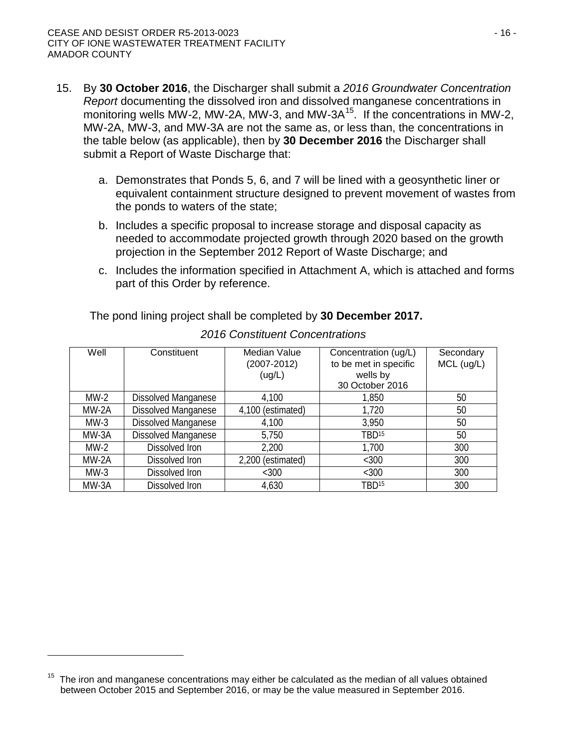15. By **30 October 2016**, the Discharger shall submit a *2016 Groundwater Concentration Report* documenting the dissolved iron and dissolved manganese concentrations in monitoring wells MW-2, MW-2A, MW-3, and MW-3A[15]. If the concentrations in MW-2, MW-2A, MW-3, and MW-3A are not the same as, or less than, the concentrations in the table below (as applicable), then by **30 December 2016** the Discharger shall submit a Report of Waste Discharge that:

    a. Demonstrates that Ponds 5, 6, and 7 will be lined with a geosynthetic liner or equivalent containment structure designed to prevent movement of wastes from the ponds to waters of the state;

    b. Includes a specific proposal to increase storage and disposal capacity as needed to accommodate projected growth through 2020 based on the growth projection in the September 2012 Report of Waste Discharge; and

    c. Includes the information specified in Attachment A, which is attached and forms part of this Order by reference.

    The pond lining project shall be completed by **30 December 2017.**

*2016 Constituent Concentrations*

| Well | Constituent | Median Value (2007-2012) (ug/L) | Concentration (ug/L) to be met in specific wells by 30 October 2016 | Secondary MCL (ug/L) |
|---|---|---|---|---|
| MW-2 | Dissolved Manganese | 4,100 | 1,850 | 50 |
| MW-2A | Dissolved Manganese | 4,100 (estimated) | 1,720 | 50 |
| MW-3 | Dissolved Manganese | 4,100 | 3,950 | 50 |
| MW-3A | Dissolved Manganese | 5,750 | TBD[15] | 50 |
| MW-2 | Dissolved Iron | 2,200 | 1,700 | 300 |
| MW-2A | Dissolved Iron | 2,200 (estimated) | <300 | 300 |
| MW-3 | Dissolved Iron | <300 | <300 | 300 |
| MW-3A | Dissolved Iron | 4,630 | TBD[15] | 300 |

---

[15] The iron and manganese concentrations may either be calculated as the median of all values obtained between October 2015 and September 2016, or may be the value measured in September 2016.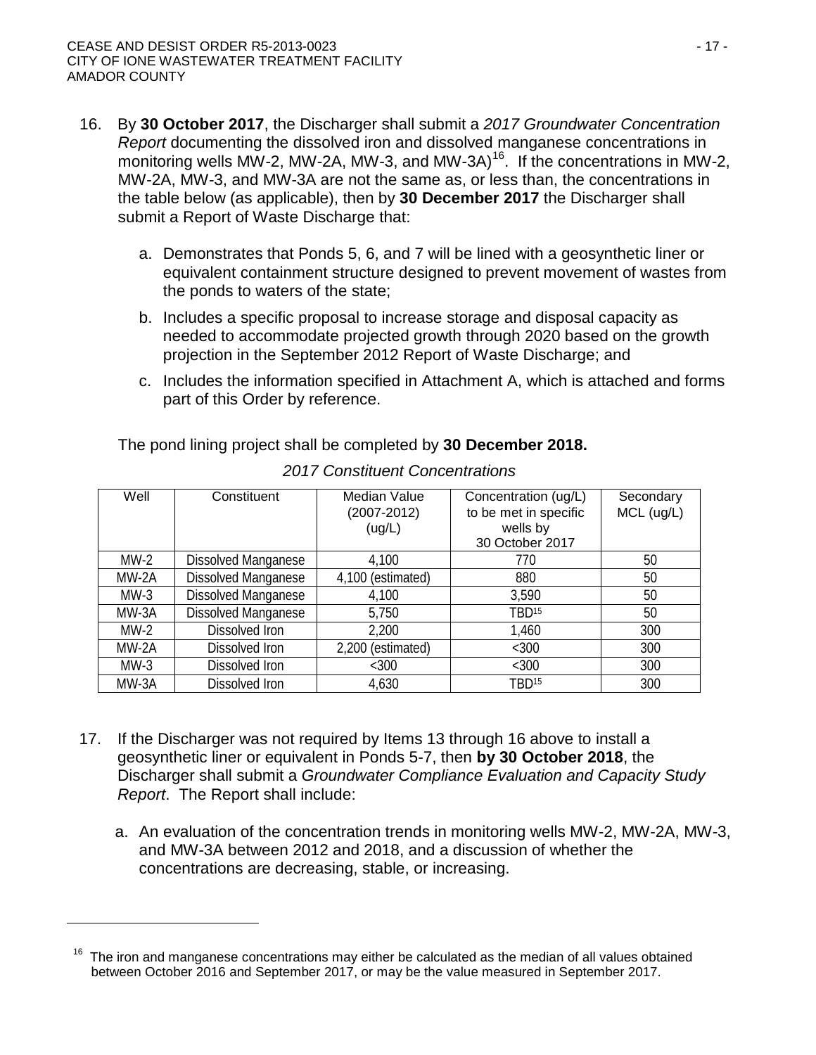16. By **30 October 2017**, the Discharger shall submit a *2017 Groundwater Concentration Report* documenting the dissolved iron and dissolved manganese concentrations in monitoring wells MW-2, MW-2A, MW-3, and MW-3A)[16]. If the concentrations in MW-2, MW-2A, MW-3, and MW-3A are not the same as, or less than, the concentrations in the table below (as applicable), then by **30 December 2017** the Discharger shall submit a Report of Waste Discharge that:

    a. Demonstrates that Ponds 5, 6, and 7 will be lined with a geosynthetic liner or equivalent containment structure designed to prevent movement of wastes from the ponds to waters of the state;

    b. Includes a specific proposal to increase storage and disposal capacity as needed to accommodate projected growth through 2020 based on the growth projection in the September 2012 Report of Waste Discharge; and

    c. Includes the information specified in Attachment A, which is attached and forms part of this Order by reference.

    The pond lining project shall be completed by **30 December 2018.**

*2017 Constituent Concentrations*

| Well | Constituent | Median Value (2007-2012) (ug/L) | Concentration (ug/L) to be met in specific wells by 30 October 2017 | Secondary MCL (ug/L) |
|---|---|---|---|---|
| MW-2 | Dissolved Manganese | 4,100 | 770 | 50 |
| MW-2A | Dissolved Manganese | 4,100 (estimated) | 880 | 50 |
| MW-3 | Dissolved Manganese | 4,100 | 3,590 | 50 |
| MW-3A | Dissolved Manganese | 5,750 | TBD[15] | 50 |
| MW-2 | Dissolved Iron | 2,200 | 1,460 | 300 |
| MW-2A | Dissolved Iron | 2,200 (estimated) | <300 | 300 |
| MW-3 | Dissolved Iron | <300 | <300 | 300 |
| MW-3A | Dissolved Iron | 4,630 | TBD[15] | 300 |

17. If the Discharger was not required by Items 13 through 16 above to install a geosynthetic liner or equivalent in Ponds 5-7, then **by 30 October 2018**, the Discharger shall submit a *Groundwater Compliance Evaluation and Capacity Study Report*. The Report shall include:

    a. An evaluation of the concentration trends in monitoring wells MW-2, MW-2A, MW-3, and MW-3A between 2012 and 2018, and a discussion of whether the concentrations are decreasing, stable, or increasing.

[16] The iron and manganese concentrations may either be calculated as the median of all values obtained between October 2016 and September 2017, or may be the value measured in September 2017.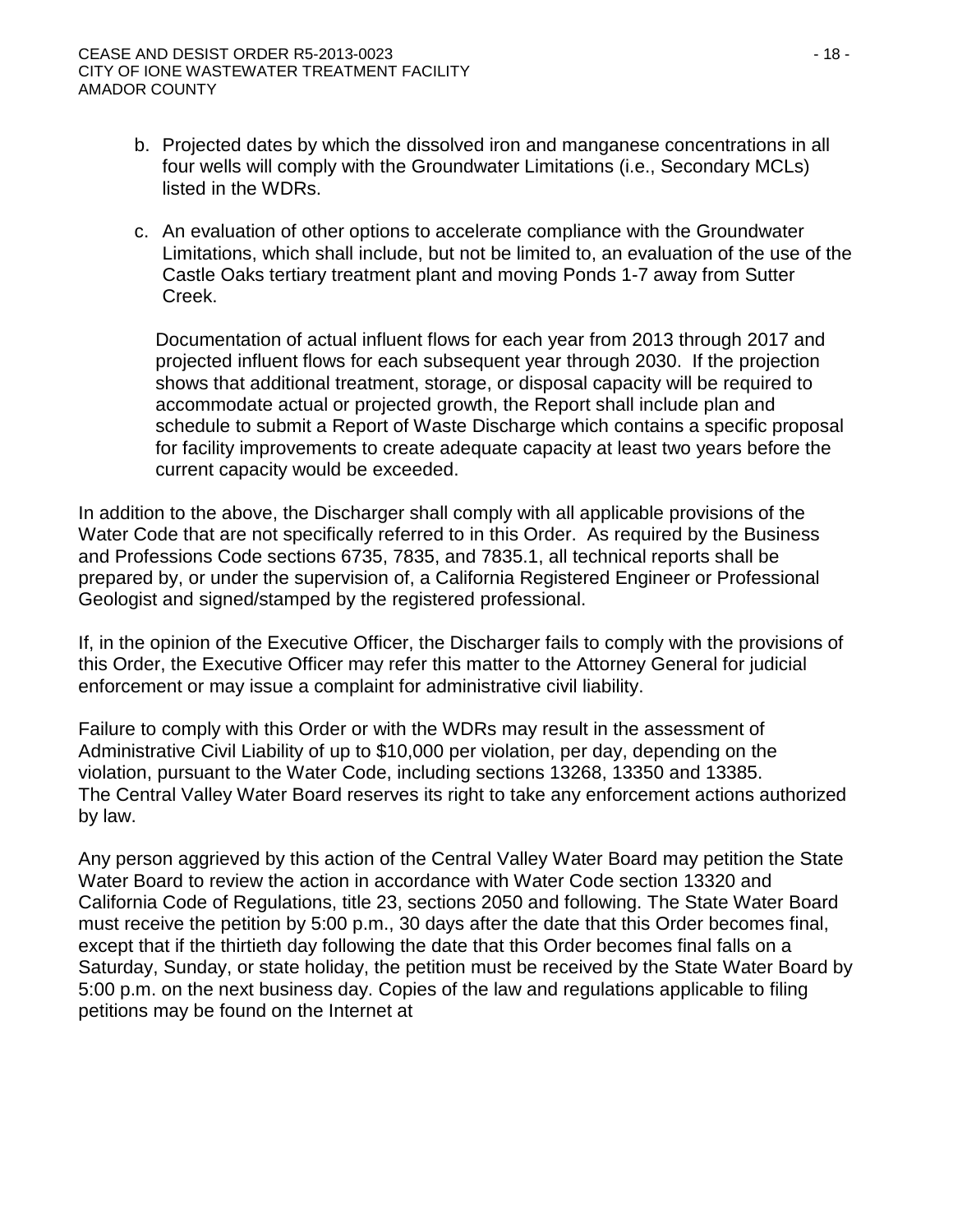b. Projected dates by which the dissolved iron and manganese concentrations in all four wells will comply with the Groundwater Limitations (i.e., Secondary MCLs) listed in the WDRs.

c. An evaluation of other options to accelerate compliance with the Groundwater Limitations, which shall include, but not be limited to, an evaluation of the use of the Castle Oaks tertiary treatment plant and moving Ponds 1-7 away from Sutter Creek.

   Documentation of actual influent flows for each year from 2013 through 2017 and projected influent flows for each subsequent year through 2030. If the projection shows that additional treatment, storage, or disposal capacity will be required to accommodate actual or projected growth, the Report shall include plan and schedule to submit a Report of Waste Discharge which contains a specific proposal for facility improvements to create adequate capacity at least two years before the current capacity would be exceeded.

In addition to the above, the Discharger shall comply with all applicable provisions of the Water Code that are not specifically referred to in this Order. As required by the Business and Professions Code sections 6735, 7835, and 7835.1, all technical reports shall be prepared by, or under the supervision of, a California Registered Engineer or Professional Geologist and signed/stamped by the registered professional.

If, in the opinion of the Executive Officer, the Discharger fails to comply with the provisions of this Order, the Executive Officer may refer this matter to the Attorney General for judicial enforcement or may issue a complaint for administrative civil liability.

Failure to comply with this Order or with the WDRs may result in the assessment of Administrative Civil Liability of up to $10,000 per violation, per day, depending on the violation, pursuant to the Water Code, including sections 13268, 13350 and 13385. The Central Valley Water Board reserves its right to take any enforcement actions authorized by law.

Any person aggrieved by this action of the Central Valley Water Board may petition the State Water Board to review the action in accordance with Water Code section 13320 and California Code of Regulations, title 23, sections 2050 and following. The State Water Board must receive the petition by 5:00 p.m., 30 days after the date that this Order becomes final, except that if the thirtieth day following the date that this Order becomes final falls on a Saturday, Sunday, or state holiday, the petition must be received by the State Water Board by 5:00 p.m. on the next business day. Copies of the law and regulations applicable to filing petitions may be found on the Internet at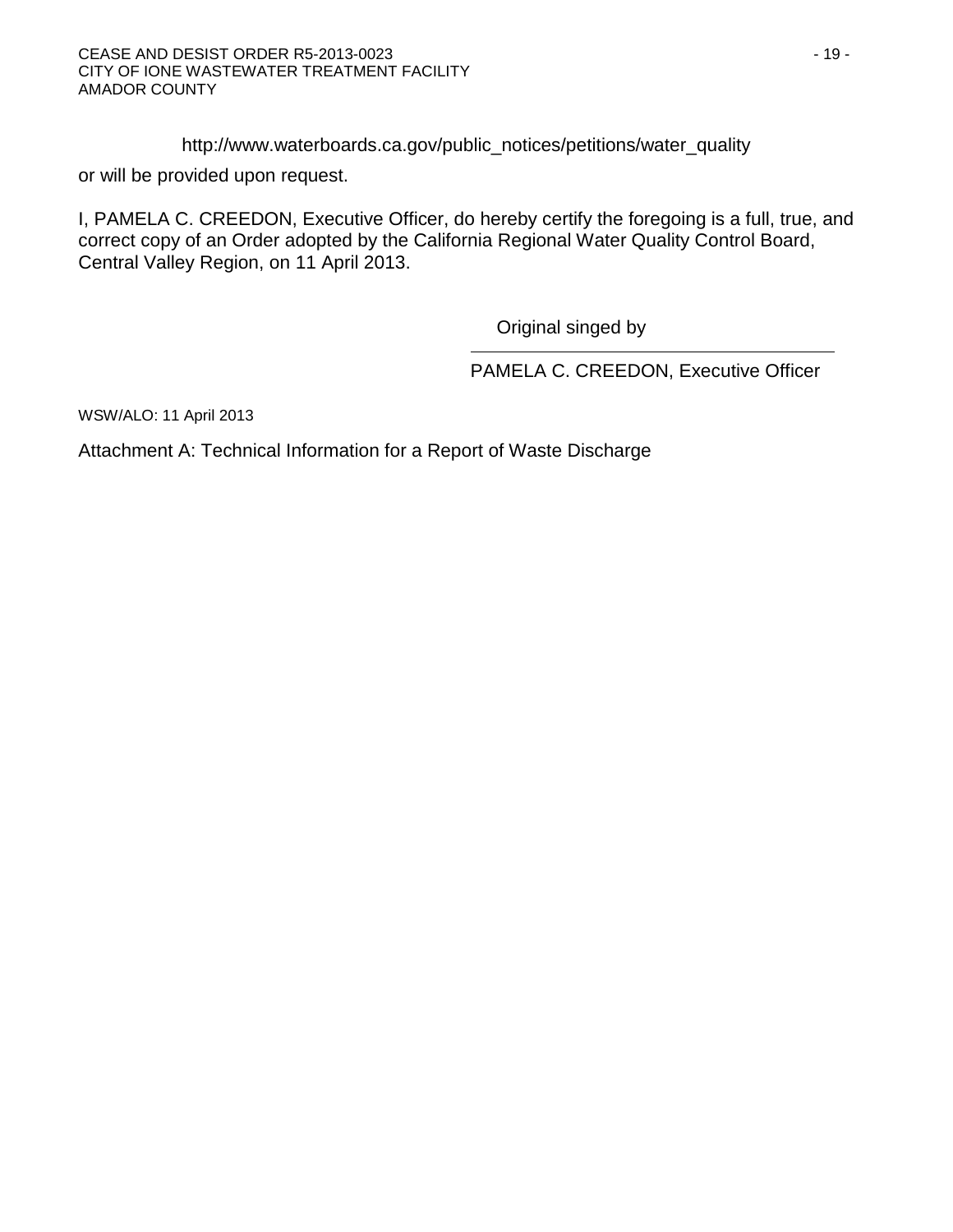http://www.waterboards.ca.gov/public_notices/petitions/water_quality

or will be provided upon request.

I, PAMELA C. CREEDON, Executive Officer, do hereby certify the foregoing is a full, true, and correct copy of an Order adopted by the California Regional Water Quality Control Board, Central Valley Region, on 11 April 2013.

Original singed by

PAMELA C. CREEDON, Executive Officer

WSW/ALO: 11 April 2013

Attachment A: Technical Information for a Report of Waste Discharge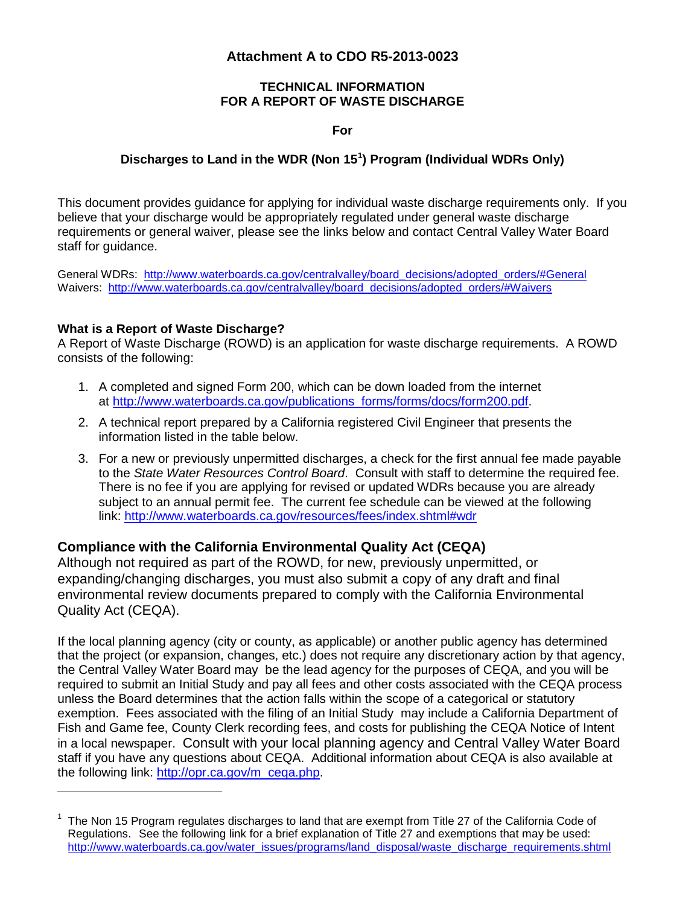# Attachment A to CDO R5-2013-0023

## TECHNICAL INFORMATION FOR A REPORT OF WASTE DISCHARGE

**For**

## Discharges to Land in the WDR (Non 15[1]) Program (Individual WDRs Only)

This document provides guidance for applying for individual waste discharge requirements only. If you believe that your discharge would be appropriately regulated under general waste discharge requirements or general waiver, please see the links below and contact Central Valley Water Board staff for guidance.

General WDRs: http://www.waterboards.ca.gov/centralvalley/board_decisions/adopted_orders/#General
Waivers: http://www.waterboards.ca.gov/centralvalley/board_decisions/adopted_orders/#Waivers

**What is a Report of Waste Discharge?**

A Report of Waste Discharge (ROWD) is an application for waste discharge requirements. A ROWD consists of the following:

1. A completed and signed Form 200, which can be down loaded from the internet at http://www.waterboards.ca.gov/publications_forms/forms/docs/form200.pdf.
2. A technical report prepared by a California registered Civil Engineer that presents the information listed in the table below.
3. For a new or previously unpermitted discharges, a check for the first annual fee made payable to the *State Water Resources Control Board*. Consult with staff to determine the required fee. There is no fee if you are applying for revised or updated WDRs because you are already subject to an annual permit fee. The current fee schedule can be viewed at the following link: http://www.waterboards.ca.gov/resources/fees/index.shtml#wdr

### Compliance with the California Environmental Quality Act (CEQA)

Although not required as part of the ROWD, for new, previously unpermitted, or expanding/changing discharges, you must also submit a copy of any draft and final environmental review documents prepared to comply with the California Environmental Quality Act (CEQA).

If the local planning agency (city or county, as applicable) or another public agency has determined that the project (or expansion, changes, etc.) does not require any discretionary action by that agency, the Central Valley Water Board may be the lead agency for the purposes of CEQA, and you will be required to submit an Initial Study and pay all fees and other costs associated with the CEQA process unless the Board determines that the action falls within the scope of a categorical or statutory exemption. Fees associated with the filing of an Initial Study may include a California Department of Fish and Game fee, County Clerk recording fees, and costs for publishing the CEQA Notice of Intent in a local newspaper. Consult with your local planning agency and Central Valley Water Board staff if you have any questions about CEQA. Additional information about CEQA is also available at the following link: http://opr.ca.gov/m_ceqa.php.

---

[1] The Non 15 Program regulates discharges to land that are exempt from Title 27 of the California Code of Regulations. See the following link for a brief explanation of Title 27 and exemptions that may be used: http://www.waterboards.ca.gov/water_issues/programs/land_disposal/waste_discharge_requirements.shtml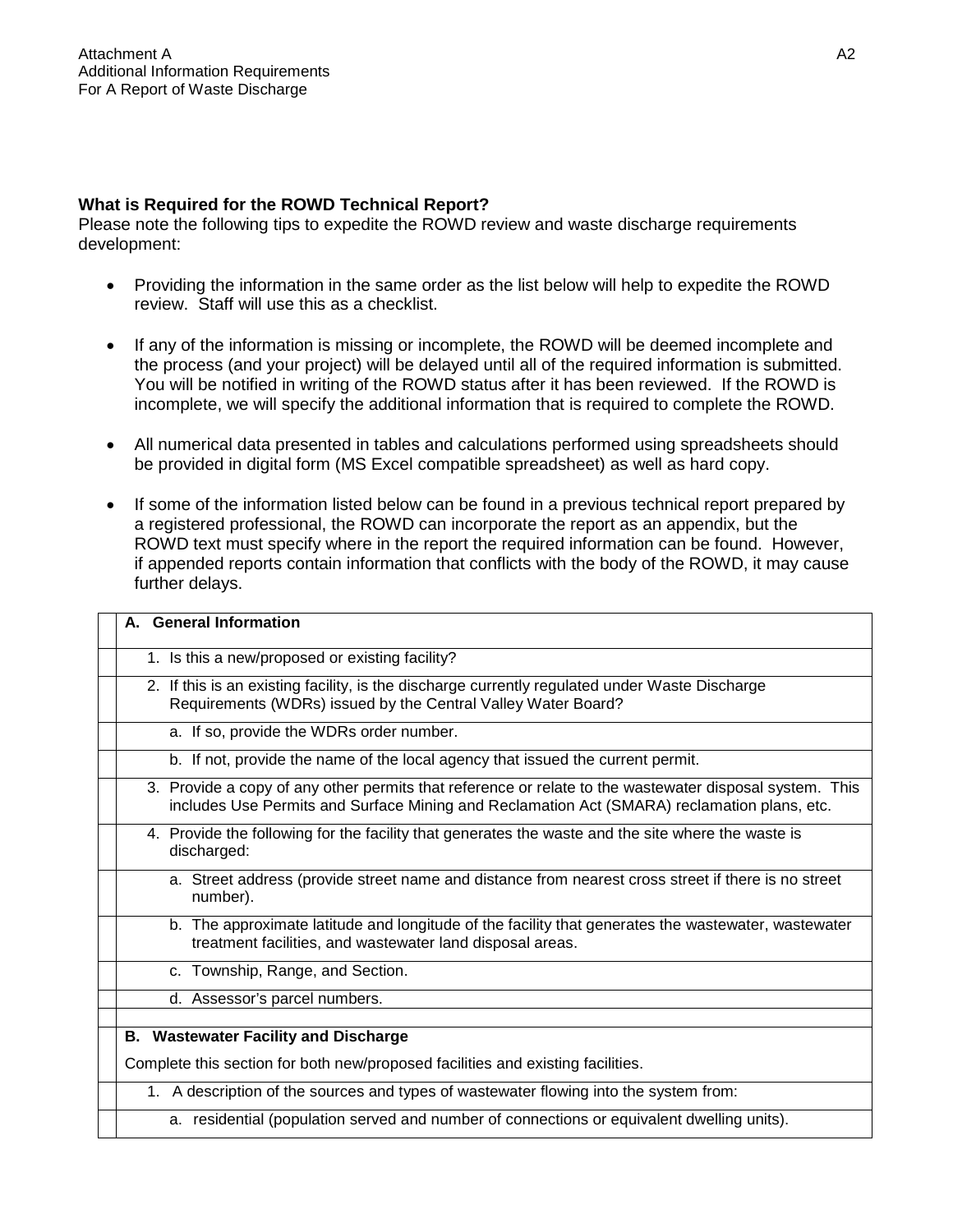### What is Required for the ROWD Technical Report?

Please note the following tips to expedite the ROWD review and waste discharge requirements development:

- Providing the information in the same order as the list below will help to expedite the ROWD review. Staff will use this as a checklist.
- If any of the information is missing or incomplete, the ROWD will be deemed incomplete and the process (and your project) will be delayed until all of the required information is submitted. You will be notified in writing of the ROWD status after it has been reviewed. If the ROWD is incomplete, we will specify the additional information that is required to complete the ROWD.
- All numerical data presented in tables and calculations performed using spreadsheets should be provided in digital form (MS Excel compatible spreadsheet) as well as hard copy.
- If some of the information listed below can be found in a previous technical report prepared by a registered professional, the ROWD can incorporate the report as an appendix, but the ROWD text must specify where in the report the required information can be found. However, if appended reports contain information that conflicts with the body of the ROWD, it may cause further delays.

| | |
|---|---|
| | **A. General Information** |
| | 1. Is this a new/proposed or existing facility? |
| | 2. If this is an existing facility, is the discharge currently regulated under Waste Discharge Requirements (WDRs) issued by the Central Valley Water Board? |
| | a. If so, provide the WDRs order number. |
| | b. If not, provide the name of the local agency that issued the current permit. |
| | 3. Provide a copy of any other permits that reference or relate to the wastewater disposal system. This includes Use Permits and Surface Mining and Reclamation Act (SMARA) reclamation plans, etc. |
| | 4. Provide the following for the facility that generates the waste and the site where the waste is discharged: |
| | a. Street address (provide street name and distance from nearest cross street if there is no street number). |
| | b. The approximate latitude and longitude of the facility that generates the wastewater, wastewater treatment facilities, and wastewater land disposal areas. |
| | c. Township, Range, and Section. |
| | d. Assessor's parcel numbers. |
| | |
| | **B. Wastewater Facility and Discharge**<br>Complete this section for both new/proposed facilities and existing facilities. |
| | 1. A description of the sources and types of wastewater flowing into the system from: |
| | a. residential (population served and number of connections or equivalent dwelling units). |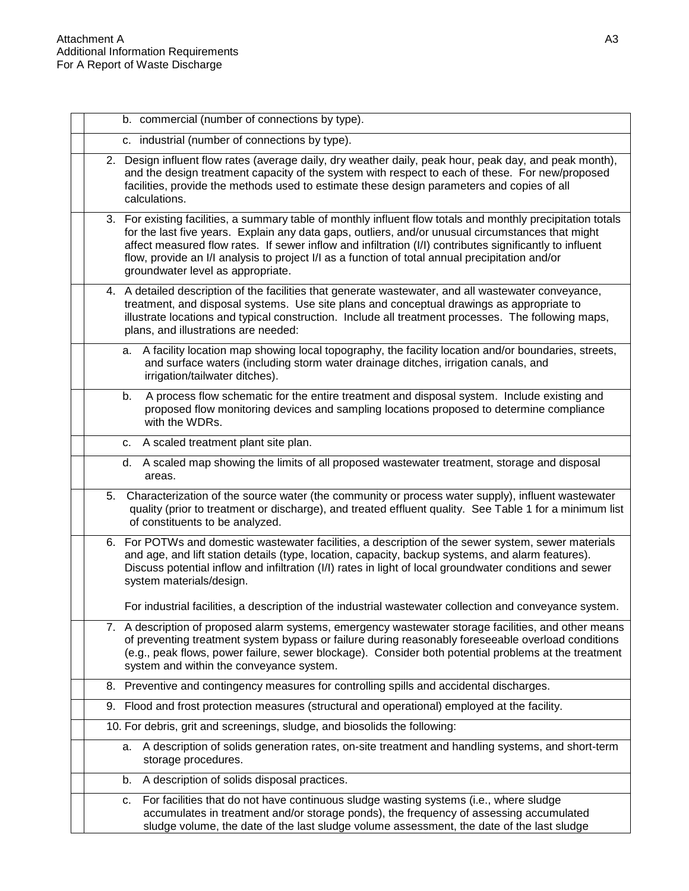| | |
|---|---|
| | b. commercial (number of connections by type). |
| | c. industrial (number of connections by type). |
| | 2. Design influent flow rates (average daily, dry weather daily, peak hour, peak day, and peak month), and the design treatment capacity of the system with respect to each of these. For new/proposed facilities, provide the methods used to estimate these design parameters and copies of all calculations. |
| | 3. For existing facilities, a summary table of monthly influent flow totals and monthly precipitation totals for the last five years. Explain any data gaps, outliers, and/or unusual circumstances that might affect measured flow rates. If sewer inflow and infiltration (I/I) contributes significantly to influent flow, provide an I/I analysis to project I/I as a function of total annual precipitation and/or groundwater level as appropriate. |
| | 4. A detailed description of the facilities that generate wastewater, and all wastewater conveyance, treatment, and disposal systems. Use site plans and conceptual drawings as appropriate to illustrate locations and typical construction. Include all treatment processes. The following maps, plans, and illustrations are needed: |
| | a. A facility location map showing local topography, the facility location and/or boundaries, streets, and surface waters (including storm water drainage ditches, irrigation canals, and irrigation/tailwater ditches). |
| | b. A process flow schematic for the entire treatment and disposal system. Include existing and proposed flow monitoring devices and sampling locations proposed to determine compliance with the WDRs. |
| | c. A scaled treatment plant site plan. |
| | d. A scaled map showing the limits of all proposed wastewater treatment, storage and disposal areas. |
| | 5. Characterization of the source water (the community or process water supply), influent wastewater quality (prior to treatment or discharge), and treated effluent quality. See Table 1 for a minimum list of constituents to be analyzed. |
| | 6. For POTWs and domestic wastewater facilities, a description of the sewer system, sewer materials and age, and lift station details (type, location, capacity, backup systems, and alarm features). Discuss potential inflow and infiltration (I/I) rates in light of local groundwater conditions and sewer system materials/design.<br><br>For industrial facilities, a description of the industrial wastewater collection and conveyance system. |
| | 7. A description of proposed alarm systems, emergency wastewater storage facilities, and other means of preventing treatment system bypass or failure during reasonably foreseeable overload conditions (e.g., peak flows, power failure, sewer blockage). Consider both potential problems at the treatment system and within the conveyance system. |
| | 8. Preventive and contingency measures for controlling spills and accidental discharges. |
| | 9. Flood and frost protection measures (structural and operational) employed at the facility. |
| | 10. For debris, grit and screenings, sludge, and biosolids the following: |
| | a. A description of solids generation rates, on-site treatment and handling systems, and short-term storage procedures. |
| | b. A description of solids disposal practices. |
| | c. For facilities that do not have continuous sludge wasting systems (i.e., where sludge accumulates in treatment and/or storage ponds), the frequency of assessing accumulated sludge volume, the date of the last sludge volume assessment, the date of the last sludge |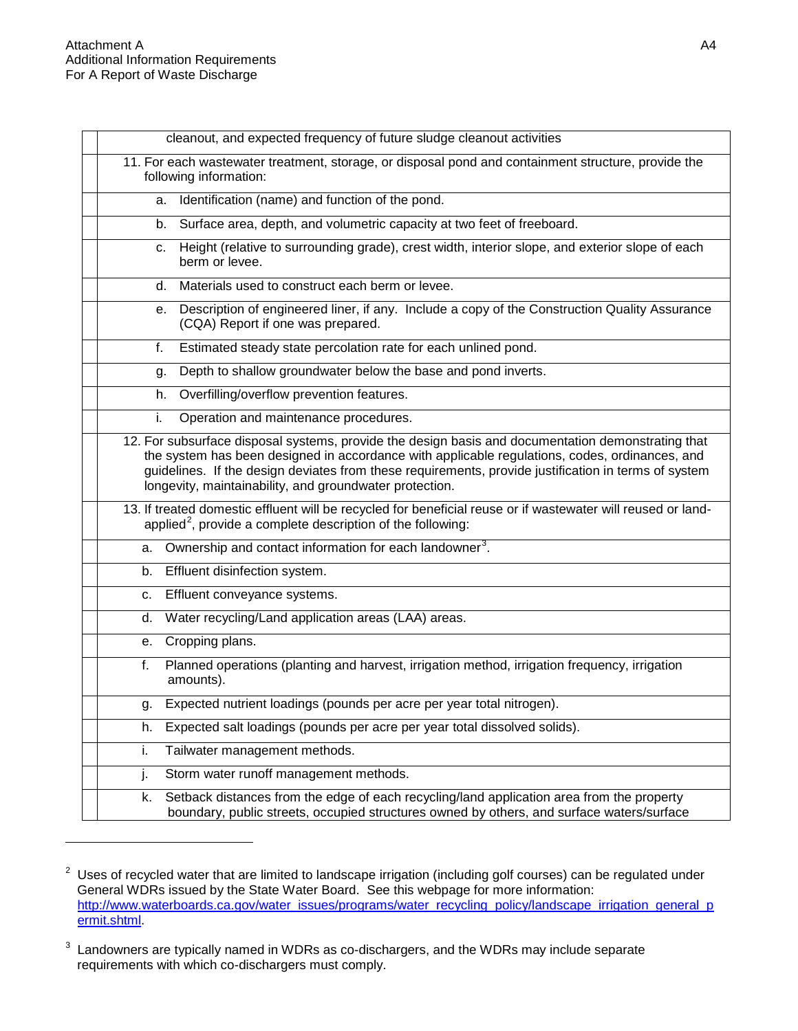| | |
|---|---|
| | cleanout, and expected frequency of future sludge cleanout activities |
| | 11. For each wastewater treatment, storage, or disposal pond and containment structure, provide the following information: |
| | a. Identification (name) and function of the pond. |
| | b. Surface area, depth, and volumetric capacity at two feet of freeboard. |
| | c. Height (relative to surrounding grade), crest width, interior slope, and exterior slope of each berm or levee. |
| | d. Materials used to construct each berm or levee. |
| | e. Description of engineered liner, if any. Include a copy of the Construction Quality Assurance (CQA) Report if one was prepared. |
| | f. Estimated steady state percolation rate for each unlined pond. |
| | g. Depth to shallow groundwater below the base and pond inverts. |
| | h. Overfilling/overflow prevention features. |
| | i. Operation and maintenance procedures. |
| | 12. For subsurface disposal systems, provide the design basis and documentation demonstrating that the system has been designed in accordance with applicable regulations, codes, ordinances, and guidelines. If the design deviates from these requirements, provide justification in terms of system longevity, maintainability, and groundwater protection. |
| | 13. If treated domestic effluent will be recycled for beneficial reuse or if wastewater will reused or land-applied[2], provide a complete description of the following: |
| | a. Ownership and contact information for each landowner[3]. |
| | b. Effluent disinfection system. |
| | c. Effluent conveyance systems. |
| | d. Water recycling/Land application areas (LAA) areas. |
| | e. Cropping plans. |
| | f. Planned operations (planting and harvest, irrigation method, irrigation frequency, irrigation amounts). |
| | g. Expected nutrient loadings (pounds per acre per year total nitrogen). |
| | h. Expected salt loadings (pounds per acre per year total dissolved solids). |
| | i. Tailwater management methods. |
| | j. Storm water runoff management methods. |
| | k. Setback distances from the edge of each recycling/land application area from the property boundary, public streets, occupied structures owned by others, and surface waters/surface |

[2] Uses of recycled water that are limited to landscape irrigation (including golf courses) can be regulated under General WDRs issued by the State Water Board. See this webpage for more information: http://www.waterboards.ca.gov/water_issues/programs/water_recycling_policy/landscape_irrigation_general_permit.shtml.

[3] Landowners are typically named in WDRs as co-dischargers, and the WDRs may include separate requirements with which co-dischargers must comply.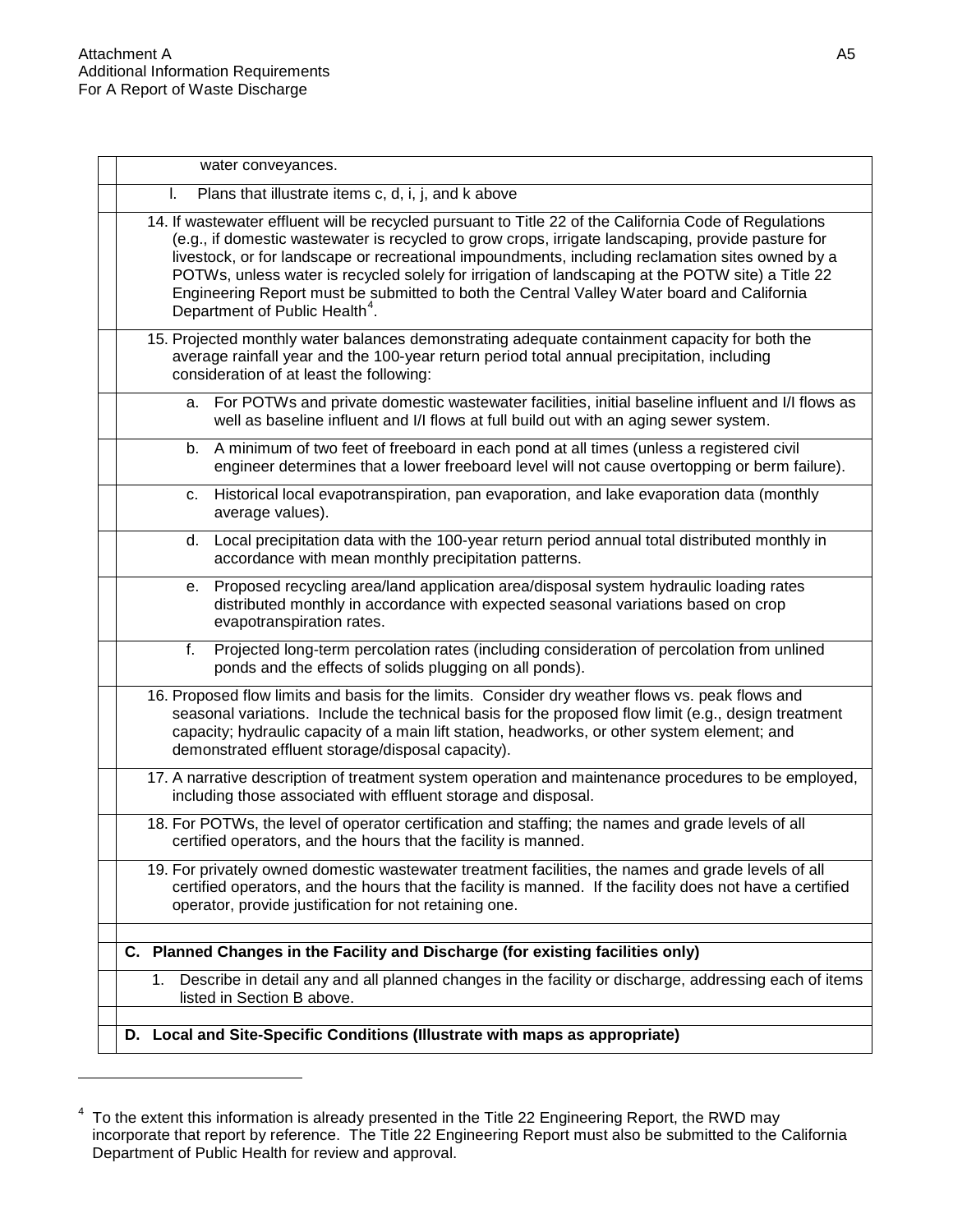water conveyances.

l. Plans that illustrate items c, d, i, j, and k above

14. If wastewater effluent will be recycled pursuant to Title 22 of the California Code of Regulations (e.g., if domestic wastewater is recycled to grow crops, irrigate landscaping, provide pasture for livestock, or for landscape or recreational impoundments, including reclamation sites owned by a POTWs, unless water is recycled solely for irrigation of landscaping at the POTW site) a Title 22 Engineering Report must be submitted to both the Central Valley Water board and California Department of Public Health[4].

15. Projected monthly water balances demonstrating adequate containment capacity for both the average rainfall year and the 100-year return period total annual precipitation, including consideration of at least the following:

    a. For POTWs and private domestic wastewater facilities, initial baseline influent and I/I flows as well as baseline influent and I/I flows at full build out with an aging sewer system.

    b. A minimum of two feet of freeboard in each pond at all times (unless a registered civil engineer determines that a lower freeboard level will not cause overtopping or berm failure).

    c. Historical local evapotranspiration, pan evaporation, and lake evaporation data (monthly average values).

    d. Local precipitation data with the 100-year return period annual total distributed monthly in accordance with mean monthly precipitation patterns.

    e. Proposed recycling area/land application area/disposal system hydraulic loading rates distributed monthly in accordance with expected seasonal variations based on crop evapotranspiration rates.

    f. Projected long-term percolation rates (including consideration of percolation from unlined ponds and the effects of solids plugging on all ponds).

16. Proposed flow limits and basis for the limits. Consider dry weather flows vs. peak flows and seasonal variations. Include the technical basis for the proposed flow limit (e.g., design treatment capacity; hydraulic capacity of a main lift station, headworks, or other system element; and demonstrated effluent storage/disposal capacity).

17. A narrative description of treatment system operation and maintenance procedures to be employed, including those associated with effluent storage and disposal.

18. For POTWs, the level of operator certification and staffing; the names and grade levels of all certified operators, and the hours that the facility is manned.

19. For privately owned domestic wastewater treatment facilities, the names and grade levels of all certified operators, and the hours that the facility is manned. If the facility does not have a certified operator, provide justification for not retaining one.

**C. Planned Changes in the Facility and Discharge (for existing facilities only)**

1. Describe in detail any and all planned changes in the facility or discharge, addressing each of items listed in Section B above.

**D. Local and Site-Specific Conditions (Illustrate with maps as appropriate)**

---

[4] To the extent this information is already presented in the Title 22 Engineering Report, the RWD may incorporate that report by reference. The Title 22 Engineering Report must also be submitted to the California Department of Public Health for review and approval.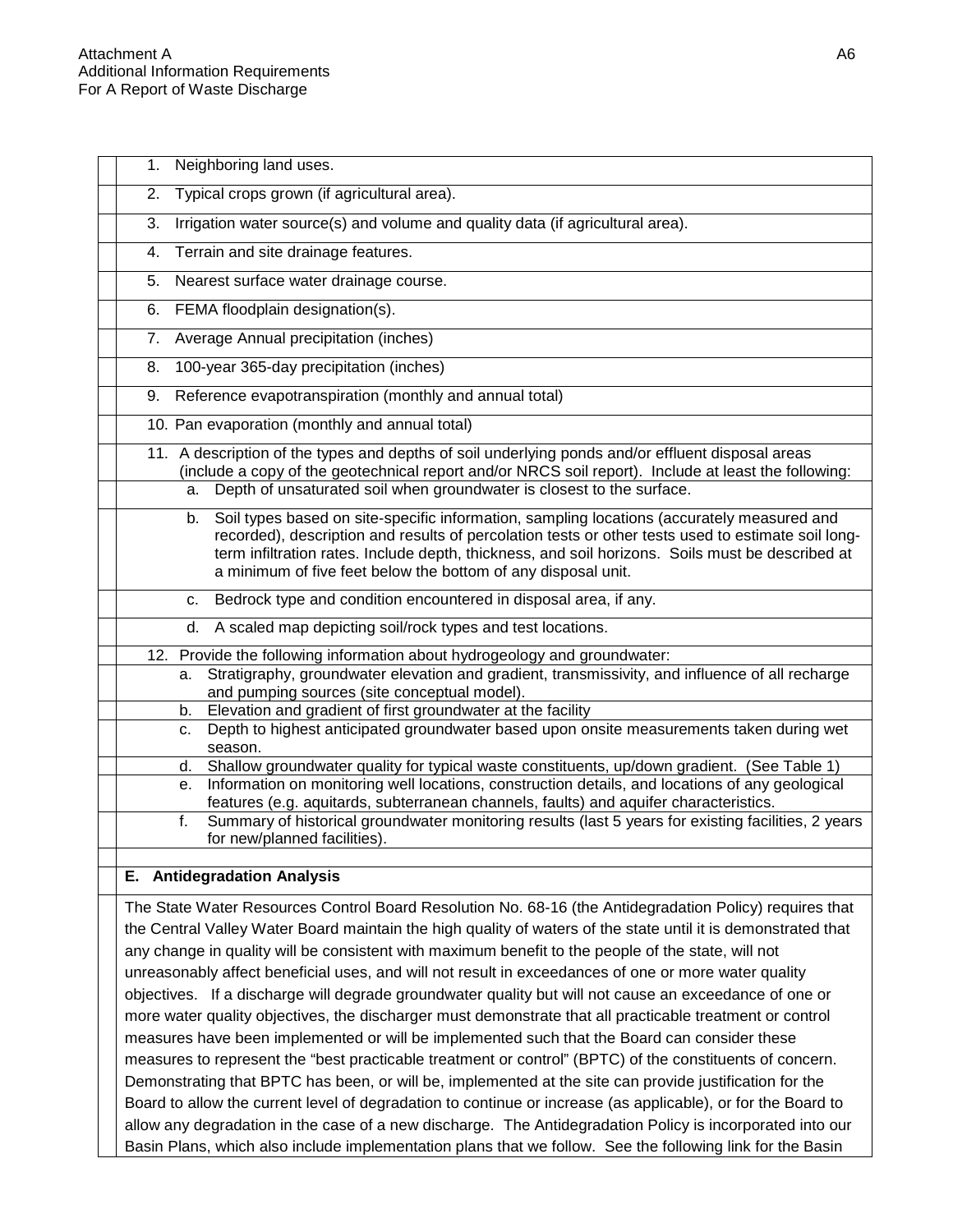1. Neighboring land uses.
2. Typical crops grown (if agricultural area).
3. Irrigation water source(s) and volume and quality data (if agricultural area).
4. Terrain and site drainage features.
5. Nearest surface water drainage course.
6. FEMA floodplain designation(s).
7. Average Annual precipitation (inches)
8. 100-year 365-day precipitation (inches)
9. Reference evapotranspiration (monthly and annual total)
10. Pan evaporation (monthly and annual total)
11. A description of the types and depths of soil underlying ponds and/or effluent disposal areas (include a copy of the geotechnical report and/or NRCS soil report). Include at least the following:
    a. Depth of unsaturated soil when groundwater is closest to the surface.
    b. Soil types based on site-specific information, sampling locations (accurately measured and recorded), description and results of percolation tests or other tests used to estimate soil long-term infiltration rates. Include depth, thickness, and soil horizons. Soils must be described at a minimum of five feet below the bottom of any disposal unit.
    c. Bedrock type and condition encountered in disposal area, if any.
    d. A scaled map depicting soil/rock types and test locations.
12. Provide the following information about hydrogeology and groundwater:
    a. Stratigraphy, groundwater elevation and gradient, transmissivity, and influence of all recharge and pumping sources (site conceptual model).
    b. Elevation and gradient of first groundwater at the facility
    c. Depth to highest anticipated groundwater based upon onsite measurements taken during wet season.
    d. Shallow groundwater quality for typical waste constituents, up/down gradient. (See Table 1)
    e. Information on monitoring well locations, construction details, and locations of any geological features (e.g. aquitards, subterranean channels, faults) and aquifer characteristics.
    f. Summary of historical groundwater monitoring results (last 5 years for existing facilities, 2 years for new/planned facilities).

## E. Antidegradation Analysis

The State Water Resources Control Board Resolution No. 68-16 (the Antidegradation Policy) requires that the Central Valley Water Board maintain the high quality of waters of the state until it is demonstrated that any change in quality will be consistent with maximum benefit to the people of the state, will not unreasonably affect beneficial uses, and will not result in exceedances of one or more water quality objectives. If a discharge will degrade groundwater quality but will not cause an exceedance of one or more water quality objectives, the discharger must demonstrate that all practicable treatment or control measures have been implemented or will be implemented such that the Board can consider these measures to represent the "best practicable treatment or control" (BPTC) of the constituents of concern. Demonstrating that BPTC has been, or will be, implemented at the site can provide justification for the Board to allow the current level of degradation to continue or increase (as applicable), or for the Board to allow any degradation in the case of a new discharge. The Antidegradation Policy is incorporated into our Basin Plans, which also include implementation plans that we follow. See the following link for the Basin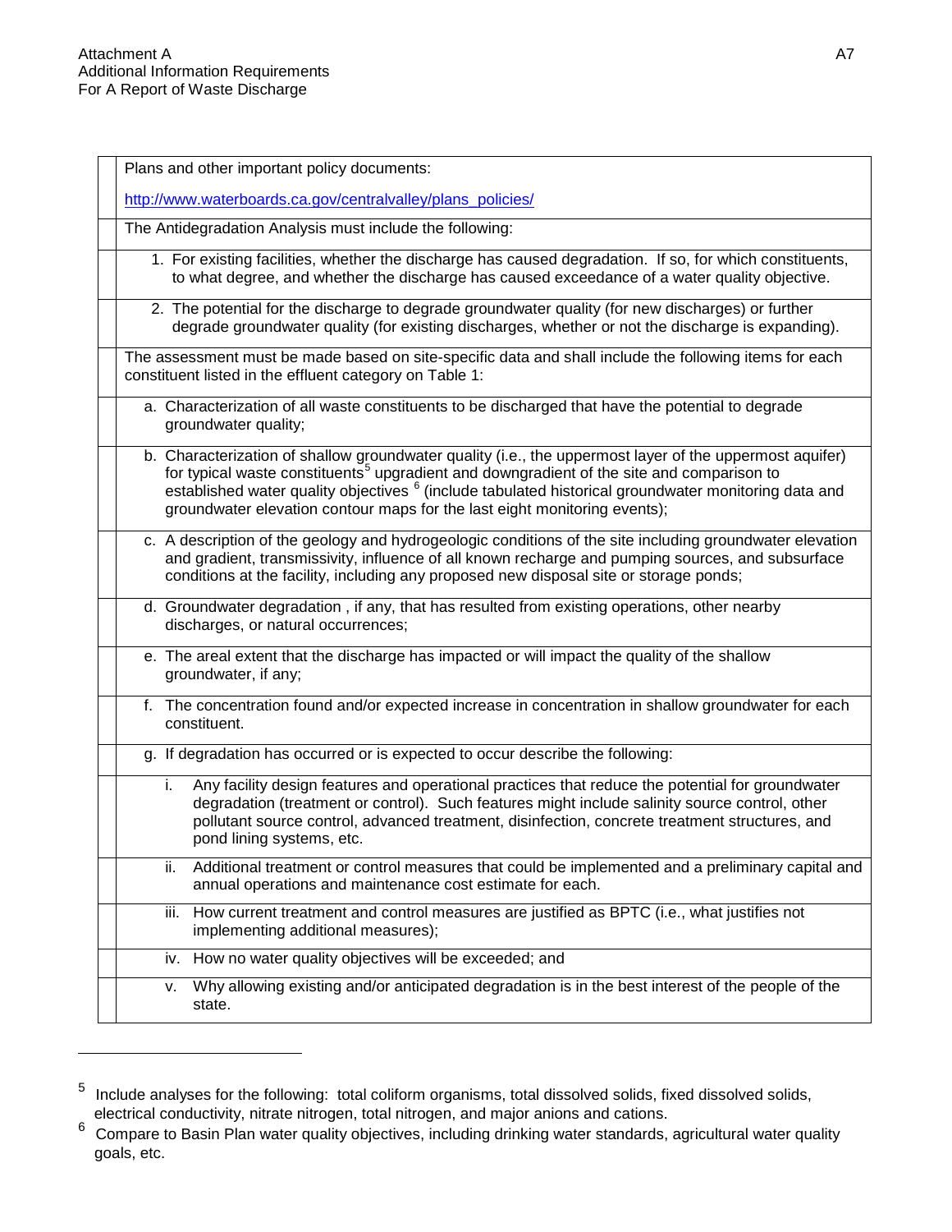Plans and other important policy documents:

http://www.waterboards.ca.gov/centralvalley/plans_policies/

The Antidegradation Analysis must include the following:

1. For existing facilities, whether the discharge has caused degradation. If so, for which constituents, to what degree, and whether the discharge has caused exceedance of a water quality objective.
2. The potential for the discharge to degrade groundwater quality (for new discharges) or further degrade groundwater quality (for existing discharges, whether or not the discharge is expanding).

The assessment must be made based on site-specific data and shall include the following items for each constituent listed in the effluent category on Table 1:

a. Characterization of all waste constituents to be discharged that have the potential to degrade groundwater quality;

b. Characterization of shallow groundwater quality (i.e., the uppermost layer of the uppermost aquifer) for typical waste constituents[5] upgradient and downgradient of the site and comparison to established water quality objectives [6] (include tabulated historical groundwater monitoring data and groundwater elevation contour maps for the last eight monitoring events);

c. A description of the geology and hydrogeologic conditions of the site including groundwater elevation and gradient, transmissivity, influence of all known recharge and pumping sources, and subsurface conditions at the facility, including any proposed new disposal site or storage ponds;

d. Groundwater degradation , if any, that has resulted from existing operations, other nearby discharges, or natural occurrences;

e. The areal extent that the discharge has impacted or will impact the quality of the shallow groundwater, if any;

f. The concentration found and/or expected increase in concentration in shallow groundwater for each constituent.

g. If degradation has occurred or is expected to occur describe the following:

   i. Any facility design features and operational practices that reduce the potential for groundwater degradation (treatment or control). Such features might include salinity source control, other pollutant source control, advanced treatment, disinfection, concrete treatment structures, and pond lining systems, etc.

   ii. Additional treatment or control measures that could be implemented and a preliminary capital and annual operations and maintenance cost estimate for each.

   iii. How current treatment and control measures are justified as BPTC (i.e., what justifies not implementing additional measures);

   iv. How no water quality objectives will be exceeded; and

   v. Why allowing existing and/or anticipated degradation is in the best interest of the people of the state.

---

[5] Include analyses for the following: total coliform organisms, total dissolved solids, fixed dissolved solids, electrical conductivity, nitrate nitrogen, total nitrogen, and major anions and cations.

[6] Compare to Basin Plan water quality objectives, including drinking water standards, agricultural water quality goals, etc.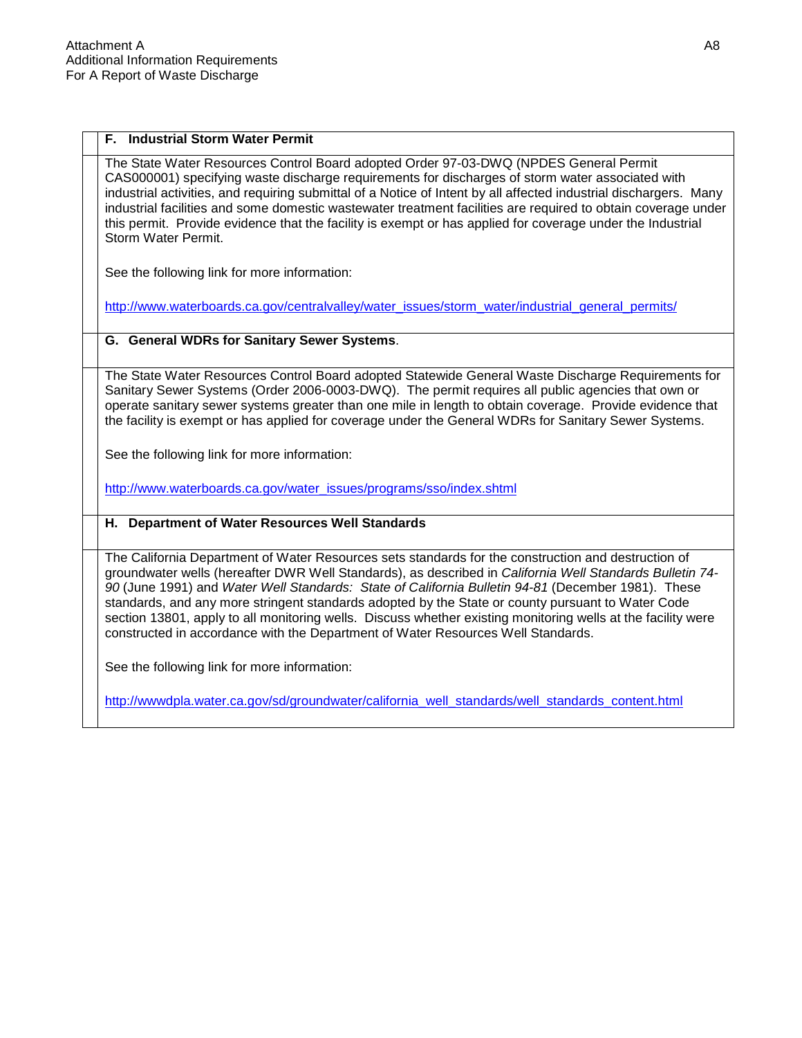### F. Industrial Storm Water Permit

The State Water Resources Control Board adopted Order 97-03-DWQ (NPDES General Permit CAS000001) specifying waste discharge requirements for discharges of storm water associated with industrial activities, and requiring submittal of a Notice of Intent by all affected industrial dischargers. Many industrial facilities and some domestic wastewater treatment facilities are required to obtain coverage under this permit. Provide evidence that the facility is exempt or has applied for coverage under the Industrial Storm Water Permit.

See the following link for more information:

http://www.waterboards.ca.gov/centralvalley/water_issues/storm_water/industrial_general_permits/

### G. General WDRs for Sanitary Sewer Systems.

The State Water Resources Control Board adopted Statewide General Waste Discharge Requirements for Sanitary Sewer Systems (Order 2006-0003-DWQ). The permit requires all public agencies that own or operate sanitary sewer systems greater than one mile in length to obtain coverage. Provide evidence that the facility is exempt or has applied for coverage under the General WDRs for Sanitary Sewer Systems.

See the following link for more information:

http://www.waterboards.ca.gov/water_issues/programs/sso/index.shtml

### H. Department of Water Resources Well Standards

The California Department of Water Resources sets standards for the construction and destruction of groundwater wells (hereafter DWR Well Standards), as described in *California Well Standards Bulletin 74-90* (June 1991) and *Water Well Standards: State of California Bulletin 94-81* (December 1981). These standards, and any more stringent standards adopted by the State or county pursuant to Water Code section 13801, apply to all monitoring wells. Discuss whether existing monitoring wells at the facility were constructed in accordance with the Department of Water Resources Well Standards.

See the following link for more information:

http://wwwdpla.water.ca.gov/sd/groundwater/california_well_standards/well_standards_content.html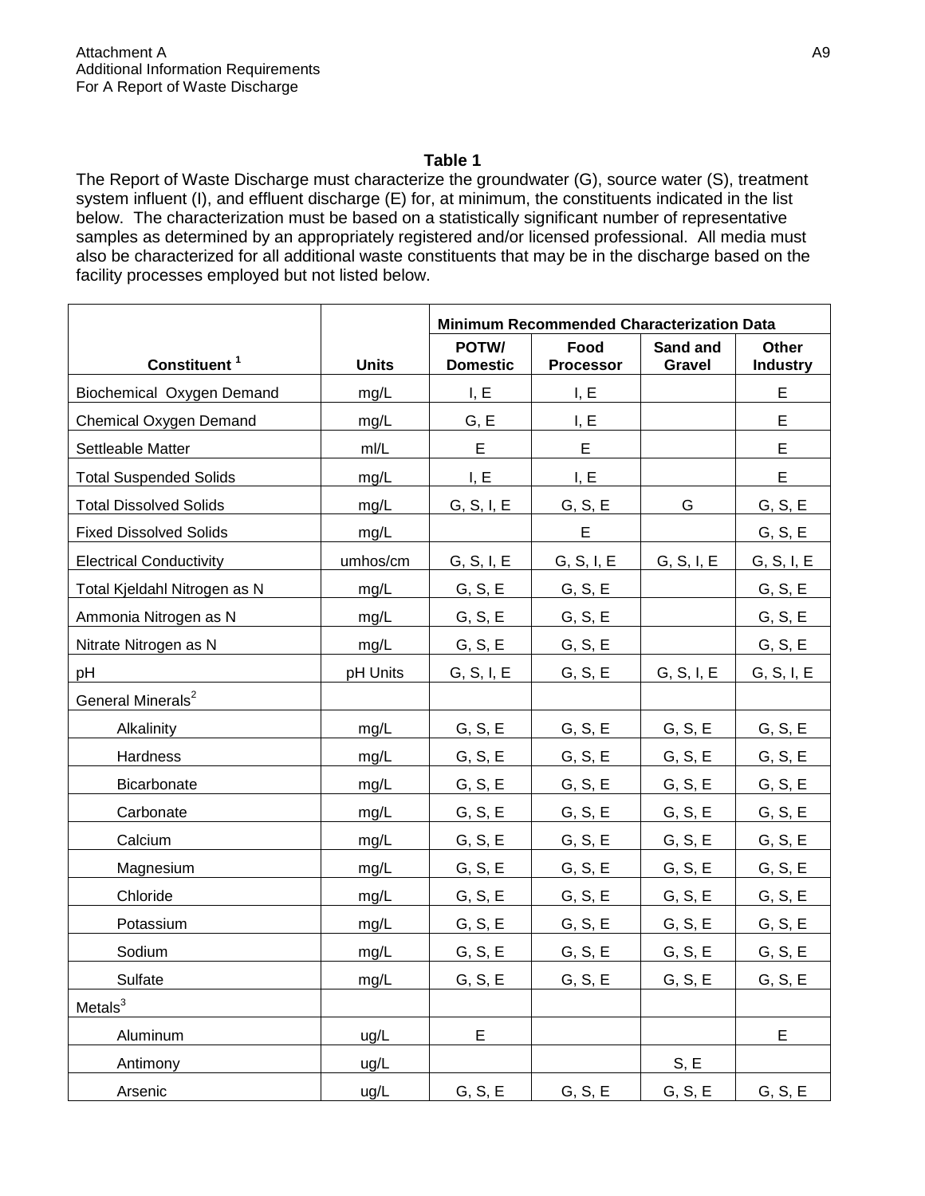**Table 1**

The Report of Waste Discharge must characterize the groundwater (G), source water (S), treatment system influent (I), and effluent discharge (E) for, at minimum, the constituents indicated in the list below. The characterization must be based on a statistically significant number of representative samples as determined by an appropriately registered and/or licensed professional. All media must also be characterized for all additional waste constituents that may be in the discharge based on the facility processes employed but not listed below.

| | | Minimum Recommended Characterization Data | | | |
|---|---|---|---|---|---|
| Constituent [1] | Units | POTW/ Domestic | Food Processor | Sand and Gravel | Other Industry |
| Biochemical Oxygen Demand | mg/L | I, E | I, E | | E |
| Chemical Oxygen Demand | mg/L | G, E | I, E | | E |
| Settleable Matter | ml/L | E | E | | E |
| Total Suspended Solids | mg/L | I, E | I, E | | E |
| Total Dissolved Solids | mg/L | G, S, I, E | G, S, E | G | G, S, E |
| Fixed Dissolved Solids | mg/L | | E | | G, S, E |
| Electrical Conductivity | umhos/cm | G, S, I, E | G, S, I, E | G, S, I, E | G, S, I, E |
| Total Kjeldahl Nitrogen as N | mg/L | G, S, E | G, S, E | | G, S, E |
| Ammonia Nitrogen as N | mg/L | G, S, E | G, S, E | | G, S, E |
| Nitrate Nitrogen as N | mg/L | G, S, E | G, S, E | | G, S, E |
| pH | pH Units | G, S, I, E | G, S, E | G, S, I, E | G, S, I, E |
| General Minerals[2] | | | | | |
| Alkalinity | mg/L | G, S, E | G, S, E | G, S, E | G, S, E |
| Hardness | mg/L | G, S, E | G, S, E | G, S, E | G, S, E |
| Bicarbonate | mg/L | G, S, E | G, S, E | G, S, E | G, S, E |
| Carbonate | mg/L | G, S, E | G, S, E | G, S, E | G, S, E |
| Calcium | mg/L | G, S, E | G, S, E | G, S, E | G, S, E |
| Magnesium | mg/L | G, S, E | G, S, E | G, S, E | G, S, E |
| Chloride | mg/L | G, S, E | G, S, E | G, S, E | G, S, E |
| Potassium | mg/L | G, S, E | G, S, E | G, S, E | G, S, E |
| Sodium | mg/L | G, S, E | G, S, E | G, S, E | G, S, E |
| Sulfate | mg/L | G, S, E | G, S, E | G, S, E | G, S, E |
| Metals[3] | | | | | |
| Aluminum | ug/L | E | | | E |
| Antimony | ug/L | | | S, E | |
| Arsenic | ug/L | G, S, E | G, S, E | G, S, E | G, S, E |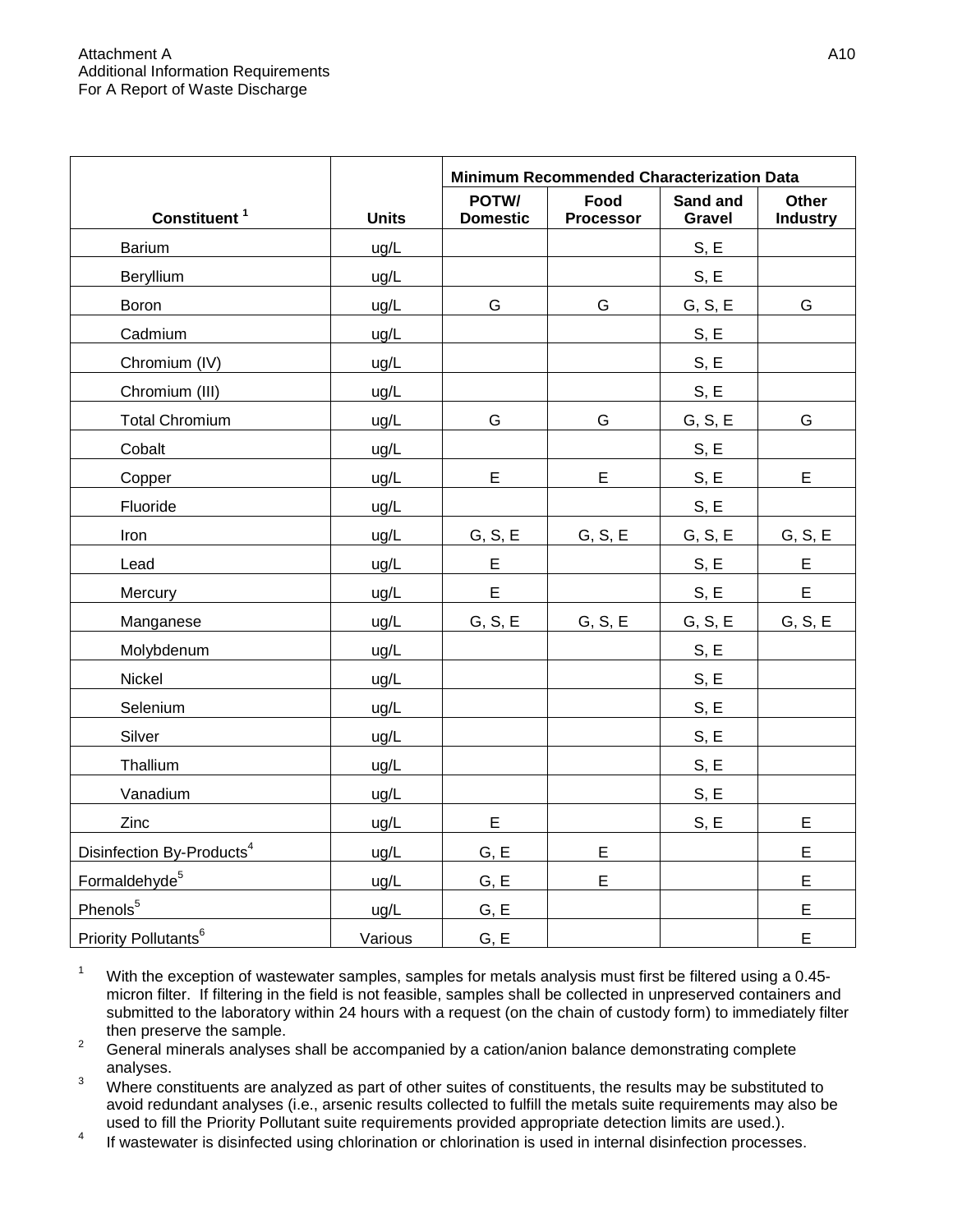| Constituent [1] | Units | Minimum Recommended Characterization Data | | | |
|---|---|---|---|---|---|
| | | POTW/ Domestic | Food Processor | Sand and Gravel | Other Industry |
| Barium | ug/L | | | S, E | |
| Beryllium | ug/L | | | S, E | |
| Boron | ug/L | G | G | G, S, E | G |
| Cadmium | ug/L | | | S, E | |
| Chromium (IV) | ug/L | | | S, E | |
| Chromium (III) | ug/L | | | S, E | |
| Total Chromium | ug/L | G | G | G, S, E | G |
| Cobalt | ug/L | | | S, E | |
| Copper | ug/L | E | E | S, E | E |
| Fluoride | ug/L | | | S, E | |
| Iron | ug/L | G, S, E | G, S, E | G, S, E | G, S, E |
| Lead | ug/L | E | | S, E | E |
| Mercury | ug/L | E | | S, E | E |
| Manganese | ug/L | G, S, E | G, S, E | G, S, E | G, S, E |
| Molybdenum | ug/L | | | S, E | |
| Nickel | ug/L | | | S, E | |
| Selenium | ug/L | | | S, E | |
| Silver | ug/L | | | S, E | |
| Thallium | ug/L | | | S, E | |
| Vanadium | ug/L | | | S, E | |
| Zinc | ug/L | E | | S, E | E |
| Disinfection By-Products[4] | ug/L | G, E | E | | E |
| Formaldehyde[5] | ug/L | G, E | E | | E |
| Phenols[5] | ug/L | G, E | | | E |
| Priority Pollutants[6] | Various | G, E | | | E |

1. With the exception of wastewater samples, samples for metals analysis must first be filtered using a 0.45-micron filter. If filtering in the field is not feasible, samples shall be collected in unpreserved containers and submitted to the laboratory within 24 hours with a request (on the chain of custody form) to immediately filter then preserve the sample.
2. General minerals analyses shall be accompanied by a cation/anion balance demonstrating complete analyses.
3. Where constituents are analyzed as part of other suites of constituents, the results may be substituted to avoid redundant analyses (i.e., arsenic results collected to fulfill the metals suite requirements may also be used to fill the Priority Pollutant suite requirements provided appropriate detection limits are used.).
4. If wastewater is disinfected using chlorination or chlorination is used in internal disinfection processes.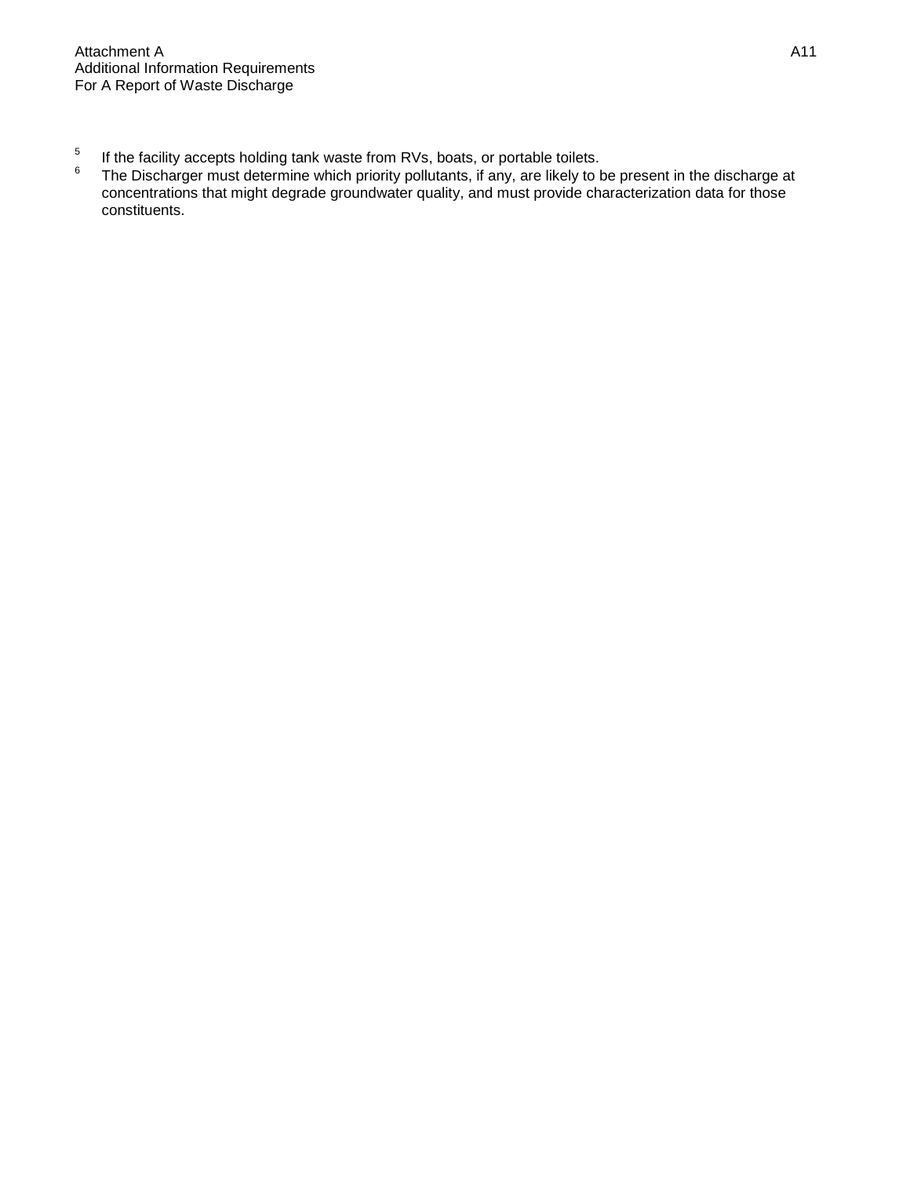[5] If the facility accepts holding tank waste from RVs, boats, or portable toilets.

[6] The Discharger must determine which priority pollutants, if any, are likely to be present in the discharge at concentrations that might degrade groundwater quality, and must provide characterization data for those constituents.